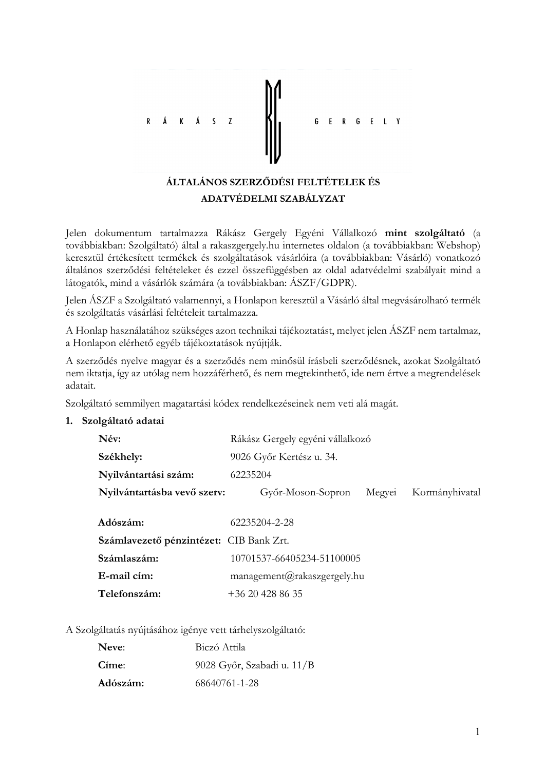R Á K Á S Z G E R G E L Y

**ÁLTALÁNOS SZERZŐDÉSI FELTÉTELEK ÉS ADATVÉDELMI SZABÁLYZAT**

Jelen dokumentum tartalmazza Rákász Gergely Egyéni Vállalkozó **mint szolgáltató** (a továbbiakban: Szolgáltató) által a rakaszgergely.hu internetes oldalon (a továbbiakban: Webshop) keresztül értékesített termékek és szolgáltatások vásárlóira (a továbbiakban: Vásárló) vonatkozó általános szerződési feltételeket és ezzel összefüggésben az oldal adatvédelmi szabályait mind a látogatók, mind a vásárlók számára (a továbbiakban: ÁSZF/GDPR).

Jelen ÁSZF a Szolgáltató valamennyi, a Honlapon keresztül a Vásárló által megvásárolható termék és szolgáltatás vásárlási feltételeit tartalmazza.

A Honlap használatához szükséges azon technikai tájékoztatást, melyet jelen ÁSZF nem tartalmaz, a Honlapon elérhető egyéb tájékoztatások nyújtják.

A szerződés nyelve magyar és a szerződés nem minősül írásbeli szerződésnek, azokat Szolgáltató nem iktatja, így az utólag nem hozzáférhető, és nem megtekinthető, ide nem értve a megrendelések adatait.

Szolgáltató semmilyen magatartási kódex rendelkezéseinek nem veti alá magát.

**1. Szolgáltató adatai**

| | |
|---|---|
| **Név:** | Rákász Gergely egyéni vállalkozó |
| **Székhely:** | 9026 Győr Kertész u. 34. |
| **Nyilvántartási szám:** | 62235204 |
| **Nyilvántartásba vevő szerv:** | Győr-Moson-Sopron Megyei Kormányhivatal |
| **Adószám:** | 62235204-2-28 |
| **Számlavezető pénzintézet:** | CIB Bank Zrt. |
| **Számlaszám:** | 10701537-66405234-51100005 |
| **E-mail cím:** | management@rakaszgergely.hu |
| **Telefonszám:** | +36 20 428 86 35 |

A Szolgáltatás nyújtásához igénye vett tárhelyszolgáltató:

| | |
|---|---|
| **Neve**: | Biczó Attila |
| **Címe**: | 9028 Győr, Szabadi u. 11/B |
| **Adószám:** | 68640761-1-28 |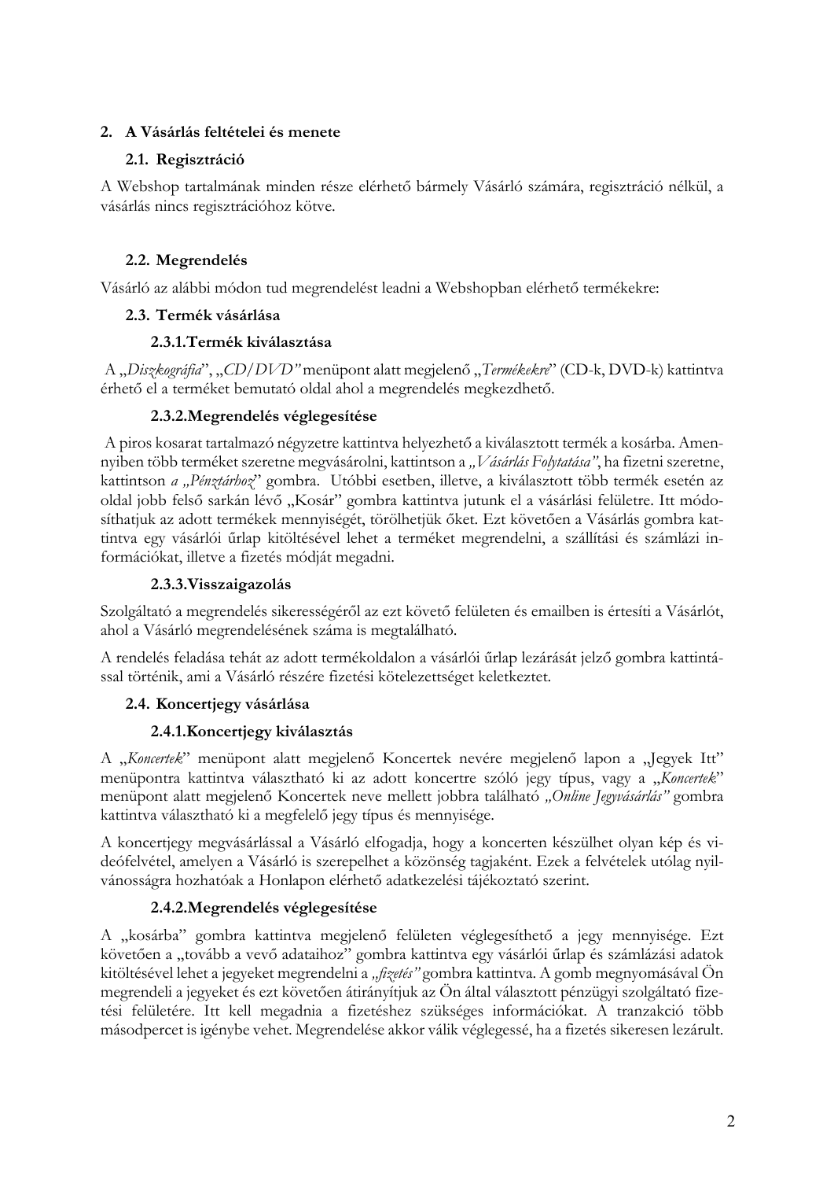## 2. A Vásárlás feltételei és menete

### 2.1. Regisztráció

A Webshop tartalmának minden része elérhető bármely Vásárló számára, regisztráció nélkül, a vásárlás nincs regisztrációhoz kötve.

### 2.2. Megrendelés

Vásárló az alábbi módon tud megrendelést leadni a Webshopban elérhető termékekre:

### 2.3. Termék vásárlása

#### 2.3.1. Termék kiválasztása

A „*Diszkográfia*", „*CD/DVD*" menüpont alatt megjelenő „*Termékekre*" (CD-k, DVD-k) kattintva érhető el a terméket bemutató oldal ahol a megrendelés megkezdhető.

#### 2.3.2. Megrendelés véglegesítése

A piros kosarat tartalmazó négyzetre kattintva helyezhető a kiválasztott termék a kosárba. Amennyiben több terméket szeretne megvásárolni, kattintson a *„Vásárlás Folytatása"*, ha fizetni szeretne, kattintson *a „Pénztárhoz"* gombra. Utóbbi esetben, illetve, a kiválasztott több termék esetén az oldal jobb felső sarkán lévő „Kosár" gombra kattintva jutunk el a vásárlási felületre. Itt módosíthatjuk az adott termékek mennyiségét, törölhetjük őket. Ezt követően a Vásárlás gombra kattintva egy vásárlói űrlap kitöltésével lehet a terméket megrendelni, a szállítási és számlázi információkat, illetve a fizetés módját megadni.

#### 2.3.3. Visszaigazolás

Szolgáltató a megrendelés sikerességéről az ezt követő felületen és emailben is értesíti a Vásárlót, ahol a Vásárló megrendelésének száma is megtalálható.

A rendelés feladása tehát az adott termékoldalon a vásárlói űrlap lezárását jelző gombra kattintással történik, ami a Vásárló részére fizetési kötelezettséget keletkeztet.

### 2.4. Koncertjegy vásárlása

#### 2.4.1. Koncertjegy kiválasztás

A „*Koncertek*" menüpont alatt megjelenő Koncertek nevére megjelenő lapon a „Jegyek Itt" menüpontra kattintva választható ki az adott koncertre szóló jegy típus, vagy a „*Koncertek*" menüpont alatt megjelenő Koncertek neve mellett jobbra található *„Online Jegyvásárlás"* gombra kattintva választható ki a megfelelő jegy típus és mennyisége.

A koncertjegy megvásárlással a Vásárló elfogadja, hogy a koncerten készülhet olyan kép és videófelvétel, amelyen a Vásárló is szerepelhet a közönség tagjaként. Ezek a felvételek utólag nyilvánosságra hozhatóak a Honlapon elérhető adatkezelési tájékoztató szerint.

#### 2.4.2. Megrendelés véglegesítése

A „kosárba" gombra kattintva megjelenő felületen véglegesíthető a jegy mennyisége. Ezt követően a „tovább a vevő adataihoz" gombra kattintva egy vásárlói űrlap és számlázási adatok kitöltésével lehet a jegyeket megrendelni a *„fizetés"* gombra kattintva. A gomb megnyomásával Ön megrendeli a jegyeket és ezt követően átirányítjuk az Ön által választott pénzügyi szolgáltató fizetési felületére. Itt kell megadnia a fizetéshez szükséges információkat. A tranzakció több másodpercet is igénybe vehet. Megrendelése akkor válik véglegessé, ha a fizetés sikeresen lezárult.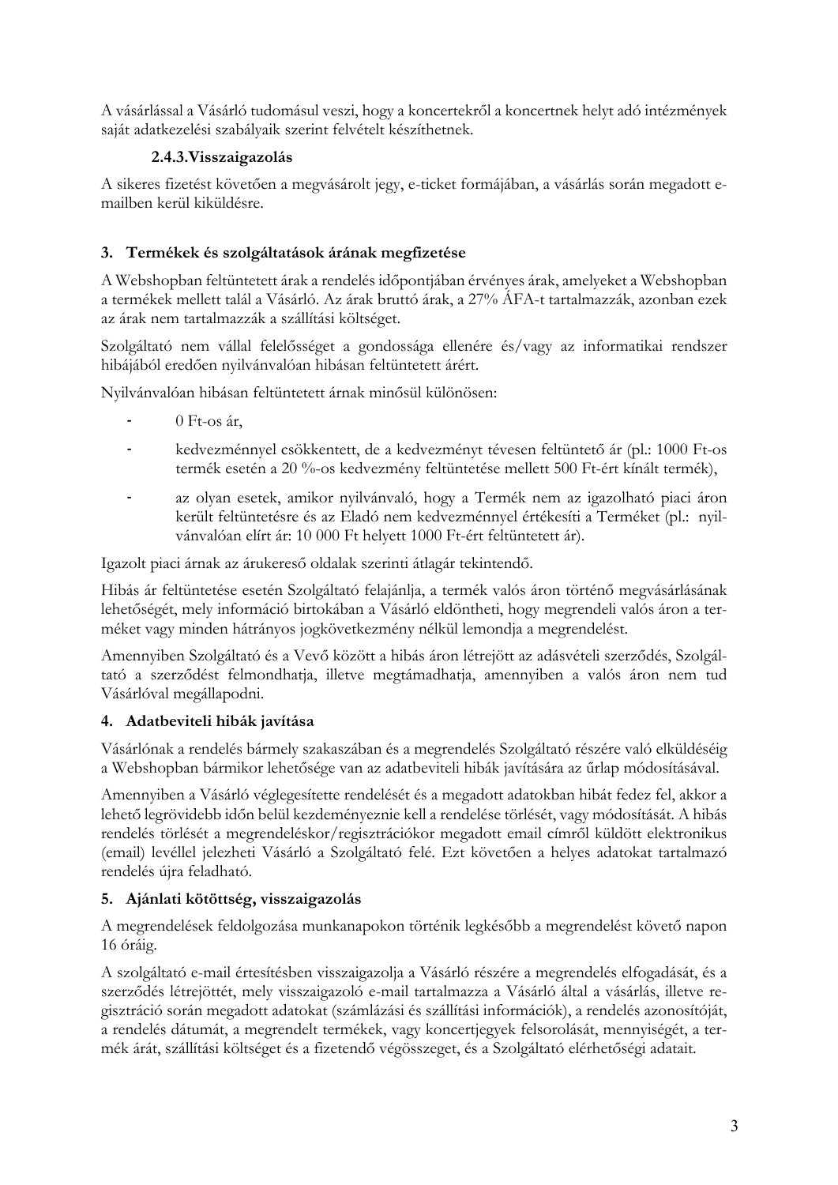A vásárlással a Vásárló tudomásul veszi, hogy a koncertekről a koncertnek helyt adó intézmények saját adatkezelési szabályaik szerint felvételt készíthetnek.

### 2.4.3. Visszaigazolás

A sikeres fizetést követően a megvásárolt jegy, e-ticket formájában, a vásárlás során megadott e-mailben kerül kiküldésre.

## 3. Termékek és szolgáltatások árának megfizetése

A Webshopban feltüntetett árak a rendelés időpontjában érvényes árak, amelyeket a Webshopban a termékek mellett talál a Vásárló. Az árak bruttó árak, a 27% ÁFA-t tartalmazzák, azonban ezek az árak nem tartalmazzák a szállítási költséget.

Szolgáltató nem vállal felelősséget a gondossága ellenére és/vagy az informatikai rendszer hibájából eredően nyilvánvalóan hibásan feltüntetett árért.

Nyilvánvalóan hibásan feltüntetett árnak minősül különösen:

- 0 Ft-os ár,
- kedvezménnyel csökkentett, de a kedvezményt tévesen feltüntető ár (pl.: 1000 Ft-os termék esetén a 20 %-os kedvezmény feltüntetése mellett 500 Ft-ért kínált termék),
- az olyan esetek, amikor nyilvánvaló, hogy a Termék nem az igazolható piaci áron került feltüntetésre és az Eladó nem kedvezménnyel értékesíti a Terméket (pl.: nyilvánvalóan elírt ár: 10 000 Ft helyett 1000 Ft-ért feltüntetett ár).

Igazolt piaci árnak az árukereső oldalak szerinti átlagár tekintendő.

Hibás ár feltüntetése esetén Szolgáltató felajánlja, a termék valós áron történő megvásárlásának lehetőségét, mely információ birtokában a Vásárló eldöntheti, hogy megrendeli valós áron a terméket vagy minden hátrányos jogkövetkezmény nélkül lemondja a megrendelést.

Amennyiben Szolgáltató és a Vevő között a hibás áron létrejött az adásvételi szerződés, Szolgáltató a szerződést felmondhatja, illetve megtámadhatja, amennyiben a valós áron nem tud Vásárlóval megállapodni.

## 4. Adatbeviteli hibák javítása

Vásárlónak a rendelés bármely szakaszában és a megrendelés Szolgáltató részére való elküldéséig a Webshopban bármikor lehetősége van az adatbeviteli hibák javítására az űrlap módosításával.

Amennyiben a Vásárló véglegesítette rendelését és a megadott adatokban hibát fedez fel, akkor a lehető legrövidebb időn belül kezdeményeznie kell a rendelése törlését, vagy módosítását. A hibás rendelés törlését a megrendeléskor/regisztrációkor megadott email címről küldött elektronikus (email) levéllel jelezheti Vásárló a Szolgáltató felé. Ezt követően a helyes adatokat tartalmazó rendelés újra feladható.

## 5. Ajánlati kötöttség, visszaigazolás

A megrendelések feldolgozása munkanapokon történik legkésőbb a megrendelést követő napon 16 óráig.

A szolgáltató e-mail értesítésben visszaigazolja a Vásárló részére a megrendelés elfogadását, és a szerződés létrejöttét, mely visszaigazoló e-mail tartalmazza a Vásárló által a vásárlás, illetve regisztráció során megadott adatokat (számlázási és szállítási információk), a rendelés azonosítóját, a rendelés dátumát, a megrendelt termékek, vagy koncertjegyek felsorolását, mennyiségét, a termék árát, szállítási költséget és a fizetendő végösszeget, és a Szolgáltató elérhetőségi adatait.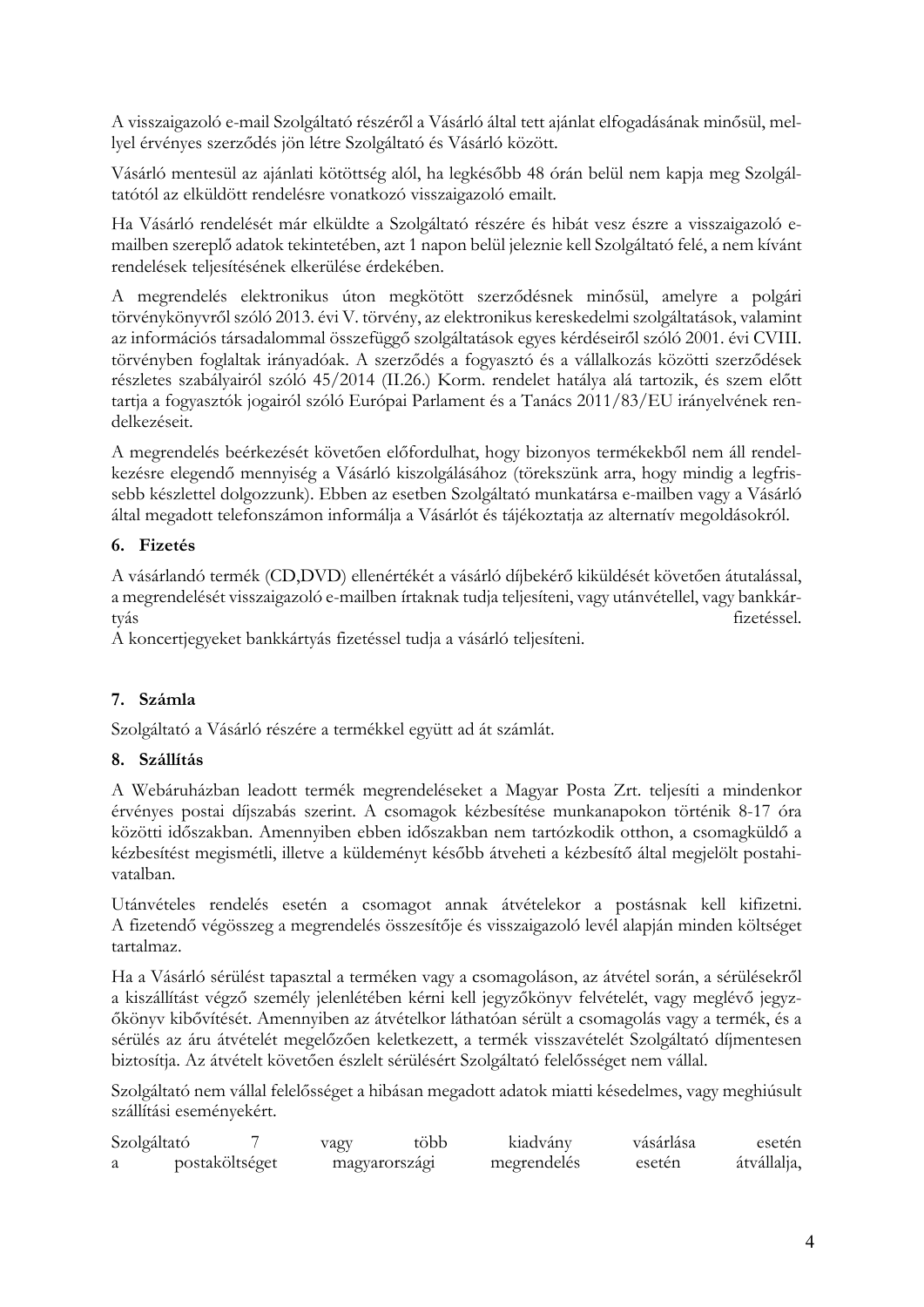A visszaigazoló e-mail Szolgáltató részéről a Vásárló által tett ajánlat elfogadásának minősül, mellyel érvényes szerződés jön létre Szolgáltató és Vásárló között.

Vásárló mentesül az ajánlati kötöttség alól, ha legkésőbb 48 órán belül nem kapja meg Szolgáltatótól az elküldött rendelésre vonatkozó visszaigazoló emailt.

Ha Vásárló rendelését már elküldte a Szolgáltató részére és hibát vesz észre a visszaigazoló e-mailben szereplő adatok tekintetében, azt 1 napon belül jeleznie kell Szolgáltató felé, a nem kívánt rendelések teljesítésének elkerülése érdekében.

A megrendelés elektronikus úton megkötött szerződésnek minősül, amelyre a polgári törvénykönyvről szóló 2013. évi V. törvény, az elektronikus kereskedelmi szolgáltatások, valamint az információs társadalommal összefüggő szolgáltatások egyes kérdéseiről szóló 2001. évi CVIII. törvényben foglaltak irányadóak. A szerződés a fogyasztó és a vállalkozás közötti szerződések részletes szabályairól szóló 45/2014 (II.26.) Korm. rendelet hatálya alá tartozik, és szem előtt tartja a fogyasztók jogairól szóló Európai Parlament és a Tanács 2011/83/EU irányelvének rendelkezéseit.

A megrendelés beérkezését követően előfordulhat, hogy bizonyos termékekből nem áll rendelkezésre elegendő mennyiség a Vásárló kiszolgálásához (törekszünk arra, hogy mindig a legfrissebb készlettel dolgozzunk). Ebben az esetben Szolgáltató munkatársa e-mailben vagy a Vásárló által megadott telefonszámon informálja a Vásárlót és tájékoztatja az alternatív megoldásokról.

### 6. Fizetés

A vásárlandó termék (CD,DVD) ellenértékét a vásárló díjbekérő kiküldését követően átutalással, a megrendelését visszaigazoló e-mailben írtaknak tudja teljesíteni, vagy utánvétellel, vagy bankkártyás fizetéssel.
A koncertjegyeket bankkártyás fizetéssel tudja a vásárló teljesíteni.

### 7. Számla

Szolgáltató a Vásárló részére a termékkel együtt ad át számlát.

### 8. Szállítás

A Webáruházban leadott termék megrendeléseket a Magyar Posta Zrt. teljesíti a mindenkor érvényes postai díjszabás szerint. A csomagok kézbesítése munkanapokon történik 8-17 óra közötti időszakban. Amennyiben ebben időszakban nem tartózkodik otthon, a csomagküldő a kézbesítést megismétli, illetve a küldeményt később átveheti a kézbesítő által megjelölt postahivatalban.

Utánvételes rendelés esetén a csomagot annak átvételekor a postásnak kell kifizetni. A fizetendő végösszeg a megrendelés összesítője és visszaigazoló levél alapján minden költséget tartalmaz.

Ha a Vásárló sérülést tapasztal a terméken vagy a csomagoláson, az átvétel során, a sérülésekről a kiszállítást végző személy jelenlétében kérni kell jegyzőkönyv felvételét, vagy meglévő jegyzőkönyv kibővítését. Amennyiben az átvételkor láthatóan sérült a csomagolás vagy a termék, és a sérülés az áru átvételét megelőzően keletkezett, a termék visszavételét Szolgáltató díjmentesen biztosítja. Az átvételt követően észlelt sérülésért Szolgáltató felelősséget nem vállal.

Szolgáltató nem vállal felelősséget a hibásan megadott adatok miatti késedelmes, vagy meghiúsult szállítási eseményekért.

Szolgáltató 7 vagy több kiadvány vásárlása esetén a postaköltséget magyarországi megrendelés esetén átvállalja,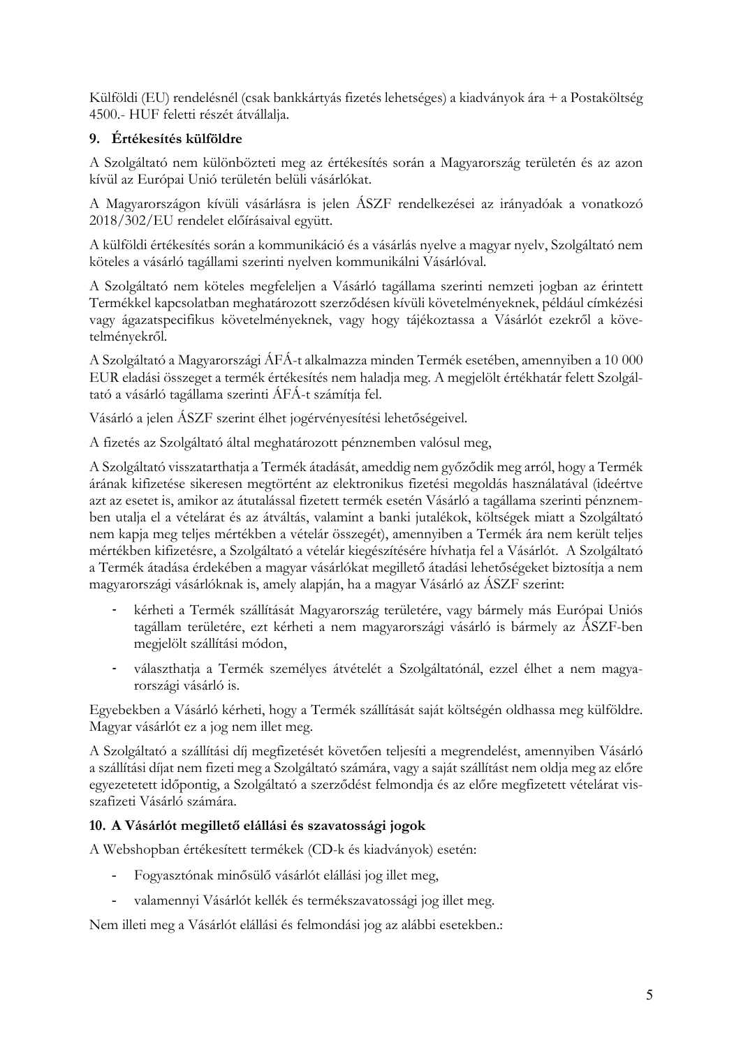Külföldi (EU) rendelésnél (csak bankkártyás fizetés lehetséges) a kiadványok ára + a Postaköltség 4500.- HUF feletti részét átvállalja.

## 9. Értékesítés külföldre

A Szolgáltató nem különbözteti meg az értékesítés során a Magyarország területén és az azon kívül az Európai Unió területén belüli vásárlókat.

A Magyarországon kívüli vásárlásra is jelen ÁSZF rendelkezései az irányadóak a vonatkozó 2018/302/EU rendelet előírásaival együtt.

A külföldi értékesítés során a kommunikáció és a vásárlás nyelve a magyar nyelv, Szolgáltató nem köteles a vásárló tagállami szerinti nyelven kommunikálni Vásárlóval.

A Szolgáltató nem köteles megfeleljen a Vásárló tagállama szerinti nemzeti jogban az érintett Termékkel kapcsolatban meghatározott szerződésen kívüli követelményeknek, például címkézési vagy ágazatspecifikus követelményeknek, vagy hogy tájékoztassa a Vásárlót ezekről a követelményekről.

A Szolgáltató a Magyarországi ÁFÁ-t alkalmazza minden Termék esetében, amennyiben a 10 000 EUR eladási összeget a termék értékesítés nem haladja meg. A megjelölt értékhatár felett Szolgáltató a vásárló tagállama szerinti ÁFÁ-t számítja fel.

Vásárló a jelen ÁSZF szerint élhet jogérvényesítési lehetőségeivel.

A fizetés az Szolgáltató által meghatározott pénznemben valósul meg,

A Szolgáltató visszatarthatja a Termék átadását, ameddig nem győződik meg arról, hogy a Termék árának kifizetése sikeresen megtörtént az elektronikus fizetési megoldás használatával (ideértve azt az esetet is, amikor az átutalással fizetett termék esetén Vásárló a tagállama szerinti pénznemben utalja el a vételárat és az átváltás, valamint a banki jutalékok, költségek miatt a Szolgáltató nem kapja meg teljes mértékben a vételár összegét), amennyiben a Termék ára nem került teljes mértékben kifizetésre, a Szolgáltató a vételár kiegészítésére hívhatja fel a Vásárlót. A Szolgáltató a Termék átadása érdekében a magyar vásárlókat megillető átadási lehetőségeket biztosítja a nem magyarországi vásárlóknak is, amely alapján, ha a magyar Vásárló az ÁSZF szerint:

- kérheti a Termék szállítását Magyarország területére, vagy bármely más Európai Uniós tagállam területére, ezt kérheti a nem magyarországi vásárló is bármely az ÁSZF-ben megjelölt szállítási módon,
- választhatja a Termék személyes átvételét a Szolgáltatónál, ezzel élhet a nem magyarországi vásárló is.

Egyebekben a Vásárló kérheti, hogy a Termék szállítását saját költségén oldhassa meg külföldre. Magyar vásárlót ez a jog nem illet meg.

A Szolgáltató a szállítási díj megfizetését követően teljesíti a megrendelést, amennyiben Vásárló a szállítási díjat nem fizeti meg a Szolgáltató számára, vagy a saját szállítást nem oldja meg az előre egyezetetett időpontig, a Szolgáltató a szerződést felmondja és az előre megfizetett vételárat visszafizeti Vásárló számára.

## 10. A Vásárlót megillető elállási és szavatossági jogok

A Webshopban értékesített termékek (CD-k és kiadványok) esetén:

- Fogyasztónak minősülő vásárlót elállási jog illet meg,
- valamennyi Vásárlót kellék és termékszavatossági jog illet meg.

Nem illeti meg a Vásárlót elállási és felmondási jog az alábbi esetekben.: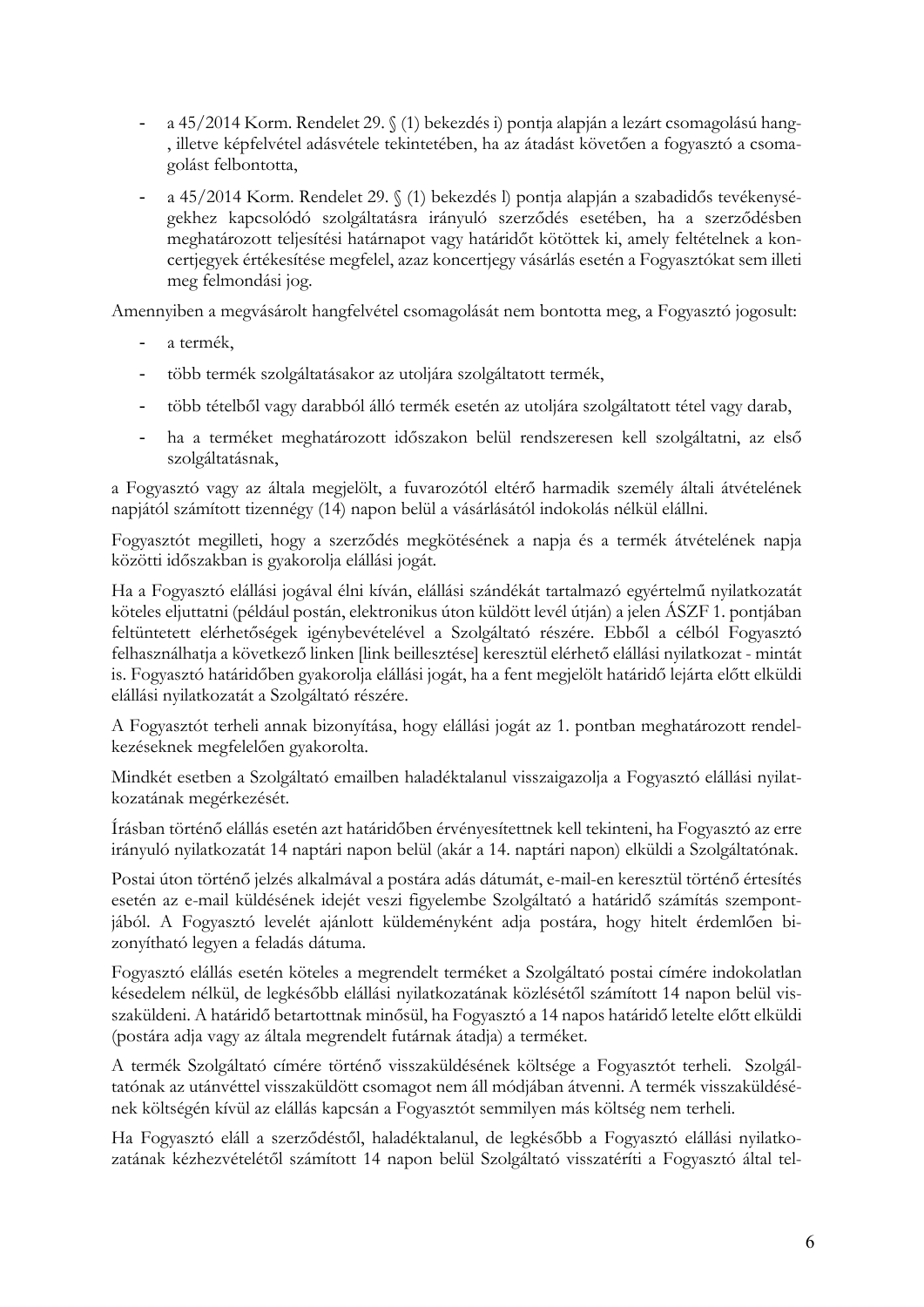- a 45/2014 Korm. Rendelet 29. § (1) bekezdés i) pontja alapján a lezárt csomagolású hang-, illetve képfelvétel adásvétele tekintetében, ha az átadást követően a fogyasztó a csomagolást felbontotta,
- a 45/2014 Korm. Rendelet 29. § (1) bekezdés l) pontja alapján a szabadidős tevékenységekhez kapcsolódó szolgáltatásra irányuló szerződés esetében, ha a szerződésben meghatározott teljesítési határnapot vagy határidőt kötöttek ki, amely feltételnek a koncertjegyek értékesítése megfelel, azaz koncertjegy vásárlás esetén a Fogyasztókat sem illeti meg felmondási jog.

Amennyiben a megvásárolt hangfelvétel csomagolását nem bontotta meg, a Fogyasztó jogosult:

- a termék,
- több termék szolgáltatásakor az utoljára szolgáltatott termék,
- több tételből vagy darabból álló termék esetén az utoljára szolgáltatott tétel vagy darab,
- ha a terméket meghatározott időszakon belül rendszeresen kell szolgáltatni, az első szolgáltatásnak,

a Fogyasztó vagy az általa megjelölt, a fuvarozótól eltérő harmadik személy általi átvételének napjától számított tizennégy (14) napon belül a vásárlásától indokolás nélkül elállni.

Fogyasztót megilleti, hogy a szerződés megkötésének a napja és a termék átvételének napja közötti időszakban is gyakorolja elállási jogát.

Ha a Fogyasztó elállási jogával élni kíván, elállási szándékát tartalmazó egyértelmű nyilatkozatát köteles eljuttatni (például postán, elektronikus úton küldött levél útján) a jelen ÁSZF 1. pontjában feltüntetett elérhetőségek igénybevételével a Szolgáltató részére. Ebből a célból Fogyasztó felhasználhatja a következő linken [link beillesztése] keresztül elérhető elállási nyilatkozat - mintát is. Fogyasztó határidőben gyakorolja elállási jogát, ha a fent megjelölt határidő lejárta előtt elküldi elállási nyilatkozatát a Szolgáltató részére.

A Fogyasztót terheli annak bizonyítása, hogy elállási jogát az 1. pontban meghatározott rendelkezéseknek megfelelően gyakorolta.

Mindkét esetben a Szolgáltató emailben haladéktalanul visszaigazolja a Fogyasztó elállási nyilatkozatának megérkezését.

Írásban történő elállás esetén azt határidőben érvényesítettnek kell tekinteni, ha Fogyasztó az erre irányuló nyilatkozatát 14 naptári napon belül (akár a 14. naptári napon) elküldi a Szolgáltatónak.

Postai úton történő jelzés alkalmával a postára adás dátumát, e-mail-en keresztül történő értesítés esetén az e-mail küldésének idejét veszi figyelembe Szolgáltató a határidő számítás szempontjából. A Fogyasztó levelét ajánlott küldeményként adja postára, hogy hitelt érdemlően bizonyítható legyen a feladás dátuma.

Fogyasztó elállás esetén köteles a megrendelt terméket a Szolgáltató postai címére indokolatlan késedelem nélkül, de legkésőbb elállási nyilatkozatának közlésétől számított 14 napon belül visszaküldeni. A határidő betartottnak minősül, ha Fogyasztó a 14 napos határidő letelte előtt elküldi (postára adja vagy az általa megrendelt futárnak átadja) a terméket.

A termék Szolgáltató címére történő visszaküldésének költsége a Fogyasztót terheli. Szolgáltatónak az utánvéttel visszaküldött csomagot nem áll módjában átvenni. A termék visszaküldésének költségén kívül az elállás kapcsán a Fogyasztót semmilyen más költség nem terheli.

Ha Fogyasztó eláll a szerződéstől, haladéktalanul, de legkésőbb a Fogyasztó elállási nyilatkozatának kézhezvételétől számított 14 napon belül Szolgáltató visszatéríti a Fogyasztó által tel-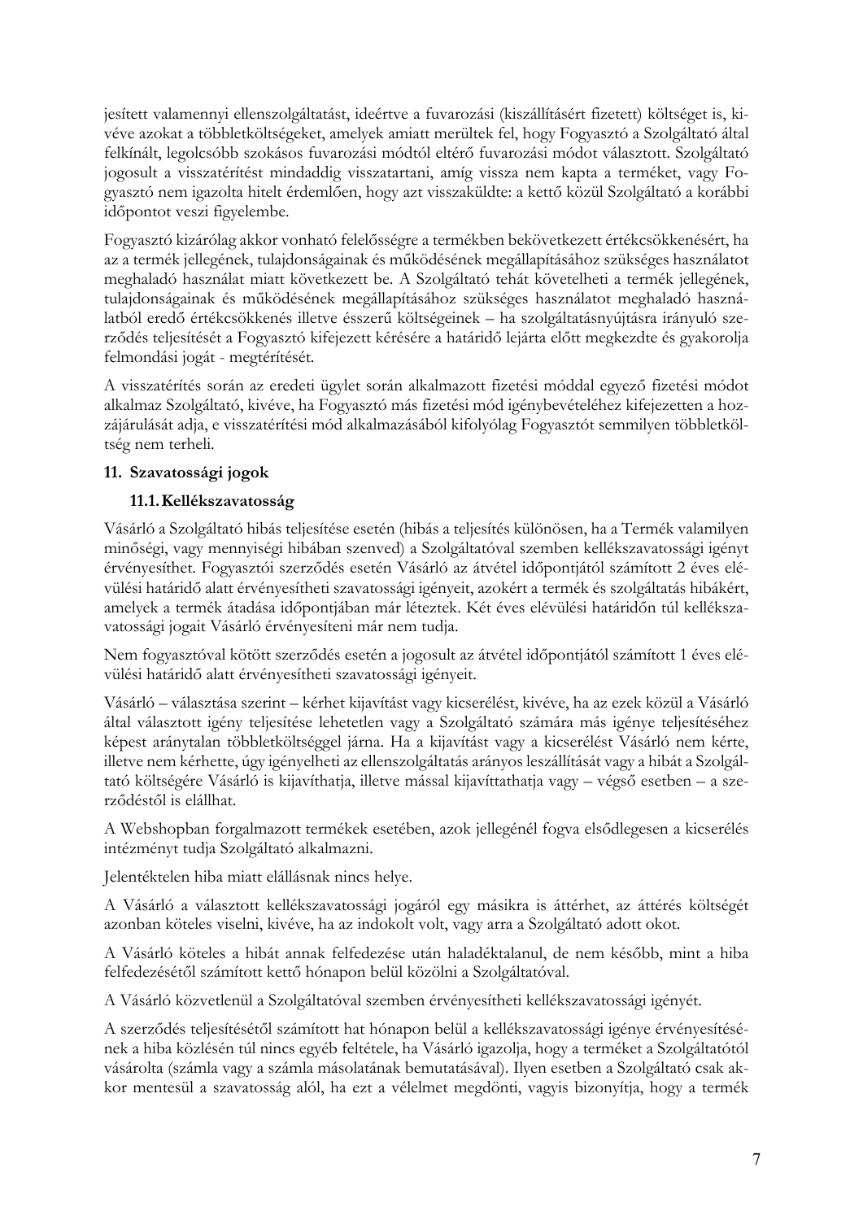jesített valamennyi ellenszolgáltatást, ideértve a fuvarozási (kiszállításért fizetett) költséget is, kivéve azokat a többletköltségeket, amelyek amiatt merültek fel, hogy Fogyasztó a Szolgáltató által felkínált, legolcsóbb szokásos fuvarozási módtól eltérő fuvarozási módot választott. Szolgáltató jogosult a visszatérítést mindaddig visszatartani, amíg vissza nem kapta a terméket, vagy Fogyasztó nem igazolta hitelt érdemlően, hogy azt visszaküldte: a kettő közül Szolgáltató a korábbi időpontot veszi figyelembe.

Fogyasztó kizárólag akkor vonható felelősségre a termékben bekövetkezett értékcsökkenésért, ha az a termék jellegének, tulajdonságainak és működésének megállapításához szükséges használatot meghaladó használat miatt következett be. A Szolgáltató tehát követelheti a termék jellegének, tulajdonságainak és működésének megállapításához szükséges használatot meghaladó használatból eredő értékcsökkenés illetve ésszerű költségeinek – ha szolgáltatásnyújtásra irányuló szerződés teljesítését a Fogyasztó kifejezett kérésére a határidő lejárta előtt megkezdte és gyakorolja felmondási jogát - megtérítését.

A visszatérítés során az eredeti ügylet során alkalmazott fizetési móddal egyező fizetési módot alkalmaz Szolgáltató, kivéve, ha Fogyasztó más fizetési mód igénybevételéhez kifejezetten a hozzájárulását adja, e visszatérítési mód alkalmazásából kifolyólag Fogyasztót semmilyen többletköltség nem terheli.

## 11. Szavatossági jogok

### 11.1. Kellékszavatosság

Vásárló a Szolgáltató hibás teljesítése esetén (hibás a teljesítés különösen, ha a Termék valamilyen minőségi, vagy mennyiségi hibában szenved) a Szolgáltatóval szemben kellékszavatossági igényt érvényesíthet. Fogyasztói szerződés esetén Vásárló az átvétel időpontjától számított 2 éves elévülési határidő alatt érvényesítheti szavatossági igényeit, azokért a termék és szolgáltatás hibákért, amelyek a termék átadása időpontjában már léteztek. Két éves elévülési határidőn túl kellékszavatossági jogait Vásárló érvényesíteni már nem tudja.

Nem fogyasztóval kötött szerződés esetén a jogosult az átvétel időpontjától számított 1 éves elévülési határidő alatt érvényesítheti szavatossági igényeit.

Vásárló – választása szerint – kérhet kijavítást vagy kicserélést, kivéve, ha az ezek közül a Vásárló által választott igény teljesítése lehetetlen vagy a Szolgáltató számára más igénye teljesítéséhez képest aránytalan többletköltséggel járna. Ha a kijavítást vagy a kicserélést Vásárló nem kérte, illetve nem kérhette, úgy igényelheti az ellenszolgáltatás arányos leszállítását vagy a hibát a Szolgáltató költségére Vásárló is kijavíthatja, illetve mással kijavíttathatja vagy – végső esetben – a szerződéstől is elállhat.

A Webshopban forgalmazott termékek esetében, azok jellegénél fogva elsődlegesen a kicserélés intézményt tudja Szolgáltató alkalmazni.

Jelentéktelen hiba miatt elállásnak nincs helye.

A Vásárló a választott kellékszavatossági jogáról egy másikra is áttérhet, az áttérés költségét azonban köteles viselni, kivéve, ha az indokolt volt, vagy arra a Szolgáltató adott okot.

A Vásárló köteles a hibát annak felfedezése után haladéktalanul, de nem később, mint a hiba felfedezésétől számított kettő hónapon belül közölni a Szolgáltatóval.

A Vásárló közvetlenül a Szolgáltatóval szemben érvényesítheti kellékszavatossági igényét.

A szerződés teljesítésétől számított hat hónapon belül a kellékszavatossági igénye érvényesítésének a hiba közlésén túl nincs egyéb feltétele, ha Vásárló igazolja, hogy a terméket a Szolgáltatótól vásárolta (számla vagy a számla másolatának bemutatásával). Ilyen esetben a Szolgáltató csak akkor mentesül a szavatosság alól, ha ezt a vélelmet megdönti, vagyis bizonyítja, hogy a termék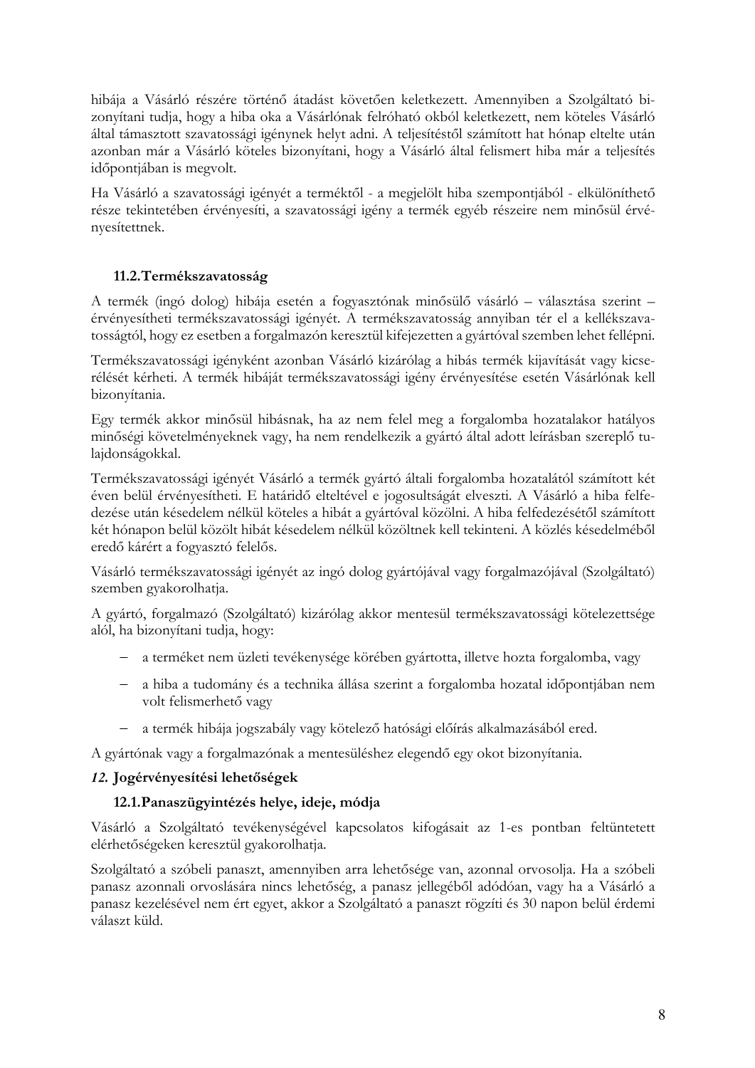hibája a Vásárló részére történő átadást követően keletkezett. Amennyiben a Szolgáltató bizonyítani tudja, hogy a hiba oka a Vásárlónak felróható okból keletkezett, nem köteles Vásárló által támasztott szavatossági igénynek helyt adni. A teljesítéstől számított hat hónap eltelte után azonban már a Vásárló köteles bizonyítani, hogy a Vásárló által felismert hiba már a teljesítés időpontjában is megvolt.

Ha Vásárló a szavatossági igényét a terméktől - a megjelölt hiba szempontjából - elkülöníthető része tekintetében érvényesíti, a szavatossági igény a termék egyéb részeire nem minősül érvényesítettnek.

### 11.2. Termékszavatosság

A termék (ingó dolog) hibája esetén a fogyasztónak minősülő vásárló – választása szerint – érvényesítheti termékszavatossági igényét. A termékszavatosság annyiban tér el a kellékszavatosságtól, hogy ez esetben a forgalmazón keresztül kifejezetten a gyártóval szemben lehet fellépni.

Termékszavatossági igényként azonban Vásárló kizárólag a hibás termék kijavítását vagy kicserélését kérheti. A termék hibáját termékszavatossági igény érvényesítése esetén Vásárlónak kell bizonyítania.

Egy termék akkor minősül hibásnak, ha az nem felel meg a forgalomba hozatalakor hatályos minőségi követelményeknek vagy, ha nem rendelkezik a gyártó által adott leírásban szereplő tulajdonságokkal.

Termékszavatossági igényét Vásárló a termék gyártó általi forgalomba hozatalától számított két éven belül érvényesítheti. E határidő elteltével e jogosultságát elveszti. A Vásárló a hiba felfedezése után késedelem nélkül köteles a hibát a gyártóval közölni. A hiba felfedezésétől számított két hónapon belül közölt hibát késedelem nélkül közöltnek kell tekinteni. A közlés késedelméből eredő kárért a fogyasztó felelős.

Vásárló termékszavatossági igényét az ingó dolog gyártójával vagy forgalmazójával (Szolgáltató) szemben gyakorolhatja.

A gyártó, forgalmazó (Szolgáltató) kizárólag akkor mentesül termékszavatossági kötelezettsége alól, ha bizonyítani tudja, hogy:

- a terméket nem üzleti tevékenysége körében gyártotta, illetve hozta forgalomba, vagy
- a hiba a tudomány és a technika állása szerint a forgalomba hozatal időpontjában nem volt felismerhető vagy
- a termék hibája jogszabály vagy kötelező hatósági előírás alkalmazásából ered.

A gyártónak vagy a forgalmazónak a mentesüléshez elegendő egy okot bizonyítania.

## *12.* Jogérvényesítési lehetőségek

### 12.1. Panaszügyintézés helye, ideje, módja

Vásárló a Szolgáltató tevékenységével kapcsolatos kifogásait az 1-es pontban feltüntetett elérhetőségeken keresztül gyakorolhatja.

Szolgáltató a szóbeli panaszt, amennyiben arra lehetősége van, azonnal orvosolja. Ha a szóbeli panasz azonnali orvoslására nincs lehetőség, a panasz jellegéből adódóan, vagy ha a Vásárló a panasz kezelésével nem ért egyet, akkor a Szolgáltató a panaszt rögzíti és 30 napon belül érdemi választ küld.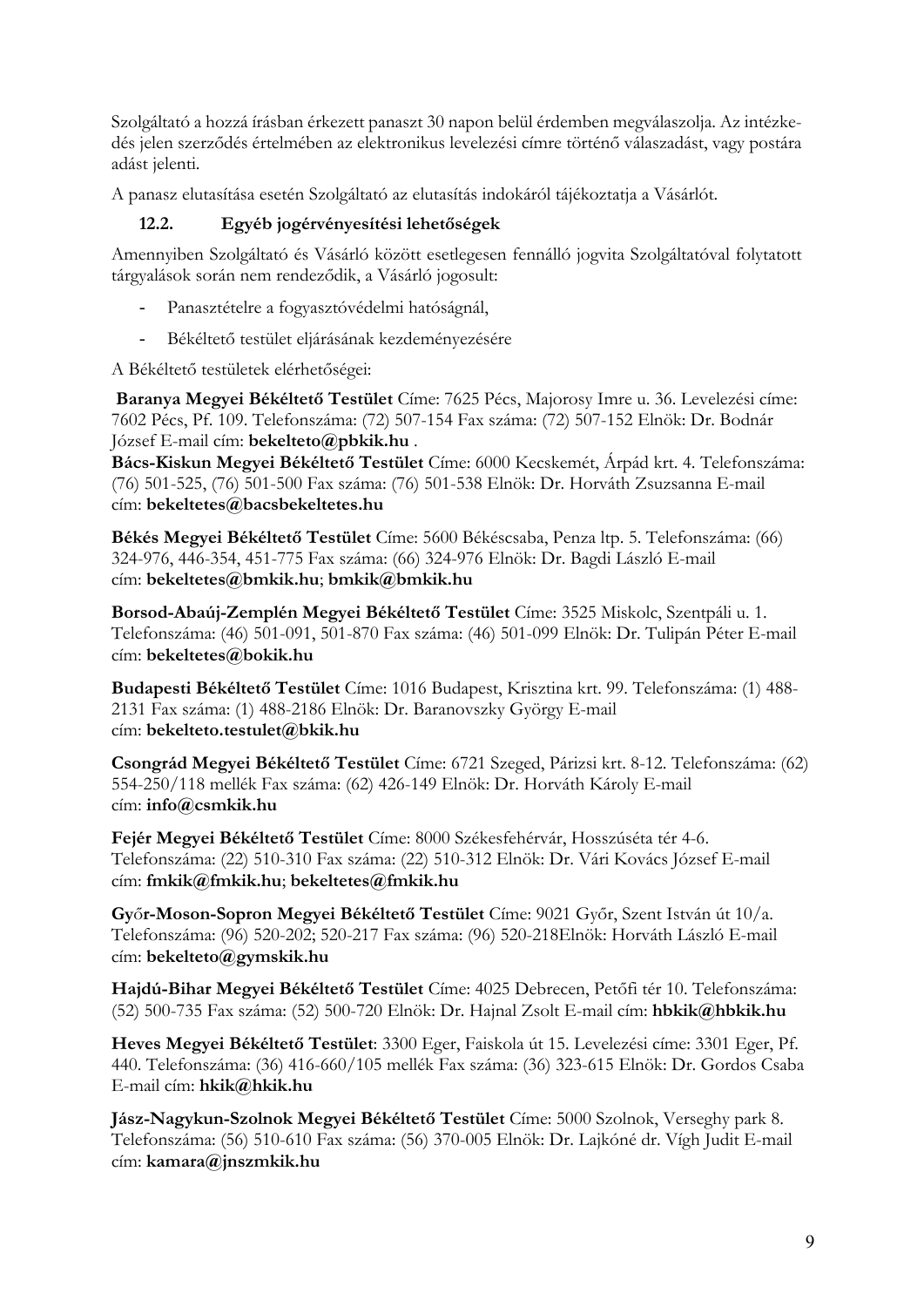Szolgáltató a hozzá írásban érkezett panaszt 30 napon belül érdemben megválaszolja. Az intézkedés jelen szerződés értelmében az elektronikus levelezési címre történő válaszadást, vagy postára adást jelenti.

A panasz elutasítása esetén Szolgáltató az elutasítás indokáról tájékoztatja a Vásárlót.

### 12.2. Egyéb jogérvényesítési lehetőségek

Amennyiben Szolgáltató és Vásárló között esetlegesen fennálló jogvita Szolgáltatóval folytatott tárgyalások során nem rendeződik, a Vásárló jogosult:

- Panasztételre a fogyasztóvédelmi hatóságnál,
- Békéltető testület eljárásának kezdeményezésére

A Békéltető testületek elérhetőségei:

**Baranya Megyei Békéltető Testület** Címe: 7625 Pécs, Majorosy Imre u. 36. Levelezési címe: 7602 Pécs, Pf. 109. Telefonszáma: (72) 507-154 Fax száma: (72) 507-152 Elnök: Dr. Bodnár József E-mail cím: **bekelteto@pbkik.hu** .
**Bács-Kiskun Megyei Békéltető Testület** Címe: 6000 Kecskemét, Árpád krt. 4. Telefonszáma: (76) 501-525, (76) 501-500 Fax száma: (76) 501-538 Elnök: Dr. Horváth Zsuzsanna E-mail cím: **bekeltetes@bacsbekeltetes.hu**

**Békés Megyei Békéltető Testület** Címe: 5600 Békéscsaba, Penza ltp. 5. Telefonszáma: (66) 324-976, 446-354, 451-775 Fax száma: (66) 324-976 Elnök: Dr. Bagdi László E-mail cím: **bekeltetes@bmkik.hu**; **bmkik@bmkik.hu**

**Borsod-Abaúj-Zemplén Megyei Békéltető Testület** Címe: 3525 Miskolc, Szentpáli u. 1. Telefonszáma: (46) 501-091, 501-870 Fax száma: (46) 501-099 Elnök: Dr. Tulipán Péter E-mail cím: **bekeltetes@bokik.hu**

**Budapesti Békéltető Testület** Címe: 1016 Budapest, Krisztina krt. 99. Telefonszáma: (1) 488-2131 Fax száma: (1) 488-2186 Elnök: Dr. Baranovszky György E-mail cím: **bekelteto.testulet@bkik.hu**

**Csongrád Megyei Békéltető Testület** Címe: 6721 Szeged, Párizsi krt. 8-12. Telefonszáma: (62) 554-250/118 mellék Fax száma: (62) 426-149 Elnök: Dr. Horváth Károly E-mail cím: **info@csmkik.hu**

**Fejér Megyei Békéltető Testület** Címe: 8000 Székesfehérvár, Hosszúséta tér 4-6. Telefonszáma: (22) 510-310 Fax száma: (22) 510-312 Elnök: Dr. Vári Kovács József E-mail cím: **fmkik@fmkik.hu**; **bekeltetes@fmkik.hu**

**Győr-Moson-Sopron Megyei Békéltető Testület** Címe: 9021 Győr, Szent István út 10/a. Telefonszáma: (96) 520-202; 520-217 Fax száma: (96) 520-218Elnök: Horváth László E-mail cím: **bekelteto@gymskik.hu**

**Hajdú-Bihar Megyei Békéltető Testület** Címe: 4025 Debrecen, Petőfi tér 10. Telefonszáma: (52) 500-735 Fax száma: (52) 500-720 Elnök: Dr. Hajnal Zsolt E-mail cím: **hbkik@hbkik.hu**

**Heves Megyei Békéltető Testület**: 3300 Eger, Faiskola út 15. Levelezési címe: 3301 Eger, Pf. 440. Telefonszáma: (36) 416-660/105 mellék Fax száma: (36) 323-615 Elnök: Dr. Gordos Csaba E-mail cím: **hkik@hkik.hu**

**Jász-Nagykun-Szolnok Megyei Békéltető Testület** Címe: 5000 Szolnok, Verseghy park 8. Telefonszáma: (56) 510-610 Fax száma: (56) 370-005 Elnök: Dr. Lajkóné dr. Vígh Judit E-mail cím: **kamara@jnszmkik.hu**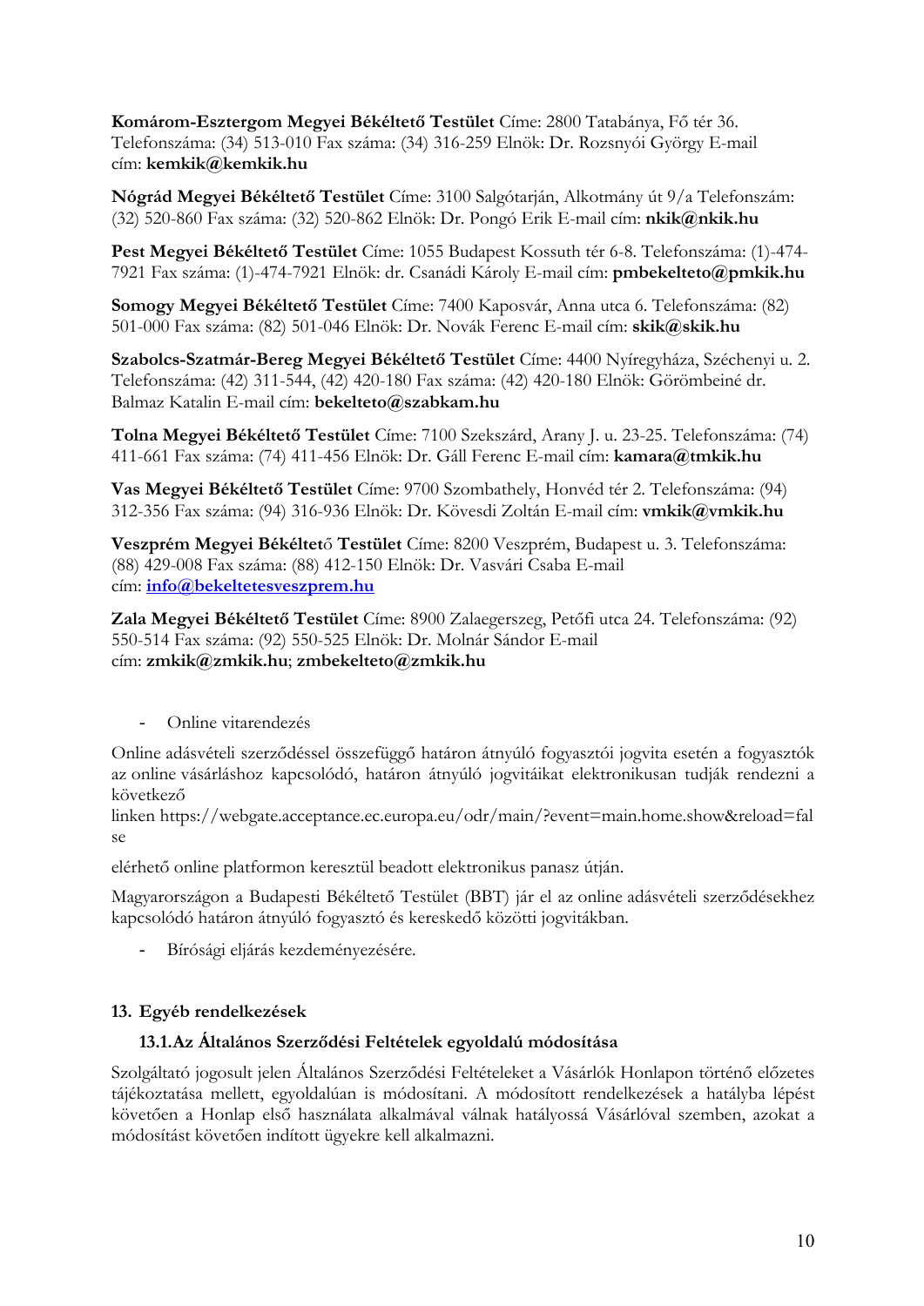**Komárom-Esztergom Megyei Békéltető Testület** Címe: 2800 Tatabánya, Fő tér 36. Telefonszáma: (34) 513-010 Fax száma: (34) 316-259 Elnök: Dr. Rozsnyói György E-mail cím: **kemkik@kemkik.hu**

**Nógrád Megyei Békéltető Testület** Címe: 3100 Salgótarján, Alkotmány út 9/a Telefonszám: (32) 520-860 Fax száma: (32) 520-862 Elnök: Dr. Pongó Erik E-mail cím: **nkik@nkik.hu**

**Pest Megyei Békéltető Testület** Címe: 1055 Budapest Kossuth tér 6-8. Telefonszáma: (1)-474-7921 Fax száma: (1)-474-7921 Elnök: dr. Csanádi Károly E-mail cím: **pmbekelteto@pmkik.hu**

**Somogy Megyei Békéltető Testület** Címe: 7400 Kaposvár, Anna utca 6. Telefonszáma: (82) 501-000 Fax száma: (82) 501-046 Elnök: Dr. Novák Ferenc E-mail cím: **skik@skik.hu**

**Szabolcs-Szatmár-Bereg Megyei Békéltető Testület** Címe: 4400 Nyíregyháza, Széchenyi u. 2. Telefonszáma: (42) 311-544, (42) 420-180 Fax száma: (42) 420-180 Elnök: Görömbeiné dr. Balmaz Katalin E-mail cím: **bekelteto@szabkam.hu**

**Tolna Megyei Békéltető Testület** Címe: 7100 Szekszárd, Arany J. u. 23-25. Telefonszáma: (74) 411-661 Fax száma: (74) 411-456 Elnök: Dr. Gáll Ferenc E-mail cím: **kamara@tmkik.hu**

**Vas Megyei Békéltető Testület** Címe: 9700 Szombathely, Honvéd tér 2. Telefonszáma: (94) 312-356 Fax száma: (94) 316-936 Elnök: Dr. Kövesdi Zoltán E-mail cím: **vmkik@vmkik.hu**

**Veszprém Megyei Békéltető Testület** Címe: 8200 Veszprém, Budapest u. 3. Telefonszáma: (88) 429-008 Fax száma: (88) 412-150 Elnök: Dr. Vasvári Csaba E-mail cím: **info@bekeltetesveszprem.hu**

**Zala Megyei Békéltető Testület** Címe: 8900 Zalaegerszeg, Petőfi utca 24. Telefonszáma: (92) 550-514 Fax száma: (92) 550-525 Elnök: Dr. Molnár Sándor E-mail cím: **zmkik@zmkik.hu**; **zmbekelteto@zmkik.hu**

- Online vitarendezés

Online adásvételi szerződéssel összefüggő határon átnyúló fogyasztói jogvita esetén a fogyasztók az online vásárláshoz kapcsolódó, határon átnyúló jogvitáikat elektronikusan tudják rendezni a következő linken https://webgate.acceptance.ec.europa.eu/odr/main/?event=main.home.show&reload=false

elérhető online platformon keresztül beadott elektronikus panasz útján.

Magyarországon a Budapesti Békéltető Testület (BBT) jár el az online adásvételi szerződésekhez kapcsolódó határon átnyúló fogyasztó és kereskedő közötti jogvitákban.

- Bírósági eljárás kezdeményezésére.

## 13. Egyéb rendelkezések

### 13.1. Az Általános Szerződési Feltételek egyoldalú módosítása

Szolgáltató jogosult jelen Általános Szerződési Feltételeket a Vásárlók Honlapon történő előzetes tájékoztatása mellett, egyoldalúan is módosítani. A módosított rendelkezések a hatályba lépést követően a Honlap első használata alkalmával válnak hatályossá Vásárlóval szemben, azokat a módosítást követően indított ügyekre kell alkalmazni.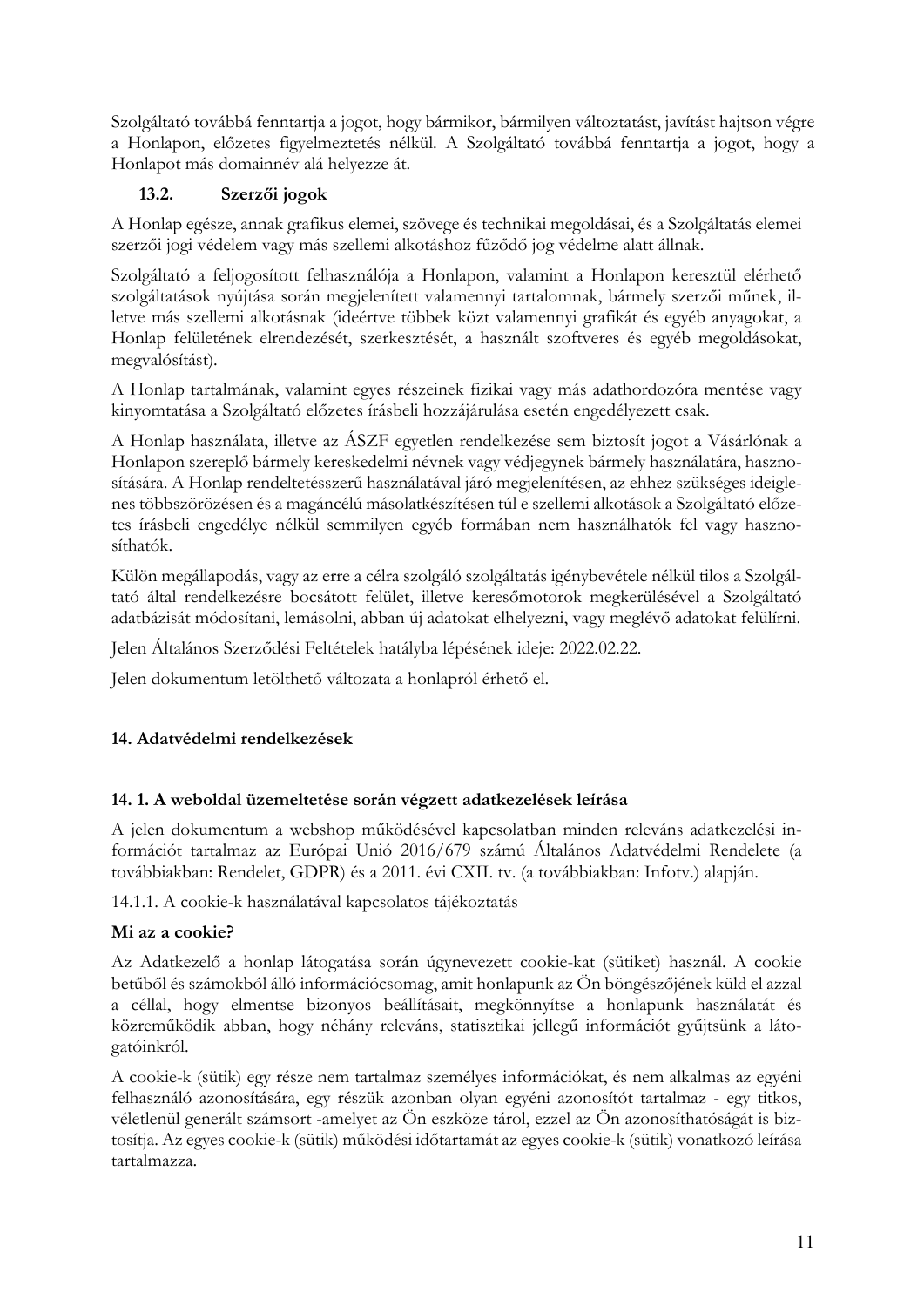Szolgáltató továbbá fenntartja a jogot, hogy bármikor, bármilyen változtatást, javítást hajtson végre a Honlapon, előzetes figyelmeztetés nélkül. A Szolgáltató továbbá fenntartja a jogot, hogy a Honlapot más domainnév alá helyezze át.

### 13.2. Szerzői jogok

A Honlap egésze, annak grafikus elemei, szövege és technikai megoldásai, és a Szolgáltatás elemei szerzői jogi védelem vagy más szellemi alkotáshoz fűződő jog védelme alatt állnak.

Szolgáltató a feljogosított felhasználója a Honlapon, valamint a Honlapon keresztül elérhető szolgáltatások nyújtása során megjelenített valamennyi tartalomnak, bármely szerzői műnek, illetve más szellemi alkotásnak (ideértve többek közt valamennyi grafikát és egyéb anyagokat, a Honlap felületének elrendezését, szerkesztését, a használt szoftveres és egyéb megoldásokat, megvalósítást).

A Honlap tartalmának, valamint egyes részeinek fizikai vagy más adathordozóra mentése vagy kinyomtatása a Szolgáltató előzetes írásbeli hozzájárulása esetén engedélyezett csak.

A Honlap használata, illetve az ÁSZF egyetlen rendelkezése sem biztosít jogot a Vásárlónak a Honlapon szereplő bármely kereskedelmi névnek vagy védjegynek bármely használatára, hasznosítására. A Honlap rendeltetésszerű használatával járó megjelenítésen, az ehhez szükséges ideiglenes többszörözésen és a magáncélú másolatkészítésen túl e szellemi alkotások a Szolgáltató előzetes írásbeli engedélye nélkül semmilyen egyéb formában nem használhatók fel vagy hasznosíthatók.

Külön megállapodás, vagy az erre a célra szolgáló szolgáltatás igénybevétele nélkül tilos a Szolgáltató által rendelkezésre bocsátott felület, illetve keresőmotorok megkerülésével a Szolgáltató adatbázisát módosítani, lemásolni, abban új adatokat elhelyezni, vagy meglévő adatokat felülírni.

Jelen Általános Szerződési Feltételek hatályba lépésének ideje: 2022.02.22.

Jelen dokumentum letölthető változata a honlapról érhető el.

## 14. Adatvédelmi rendelkezések

### 14. 1. A weboldal üzemeltetése során végzett adatkezelések leírása

A jelen dokumentum a webshop működésével kapcsolatban minden releváns adatkezelési információt tartalmaz az Európai Unió 2016/679 számú Általános Adatvédelmi Rendelete (a továbbiakban: Rendelet, GDPR) és a 2011. évi CXII. tv. (a továbbiakban: Infotv.) alapján.

14.1.1. A cookie-k használatával kapcsolatos tájékoztatás

**Mi az a cookie?**

Az Adatkezelő a honlap látogatása során úgynevezett cookie-kat (sütiket) használ. A cookie betűből és számokból álló információcsomag, amit honlapunk az Ön böngészőjének küld el azzal a céllal, hogy elmentse bizonyos beállításait, megkönnyítse a honlapunk használatát és közreműködik abban, hogy néhány releváns, statisztikai jellegű információt gyűjtsünk a látogatóinkról.

A cookie-k (sütik) egy része nem tartalmaz személyes információkat, és nem alkalmas az egyéni felhasználó azonosítására, egy részük azonban olyan egyéni azonosítót tartalmaz - egy titkos, véletlenül generált számsort -amelyet az Ön eszköze tárol, ezzel az Ön azonosíthatóságát is biztosítja. Az egyes cookie-k (sütik) működési időtartamát az egyes cookie-k (sütik) vonatkozó leírása tartalmazza.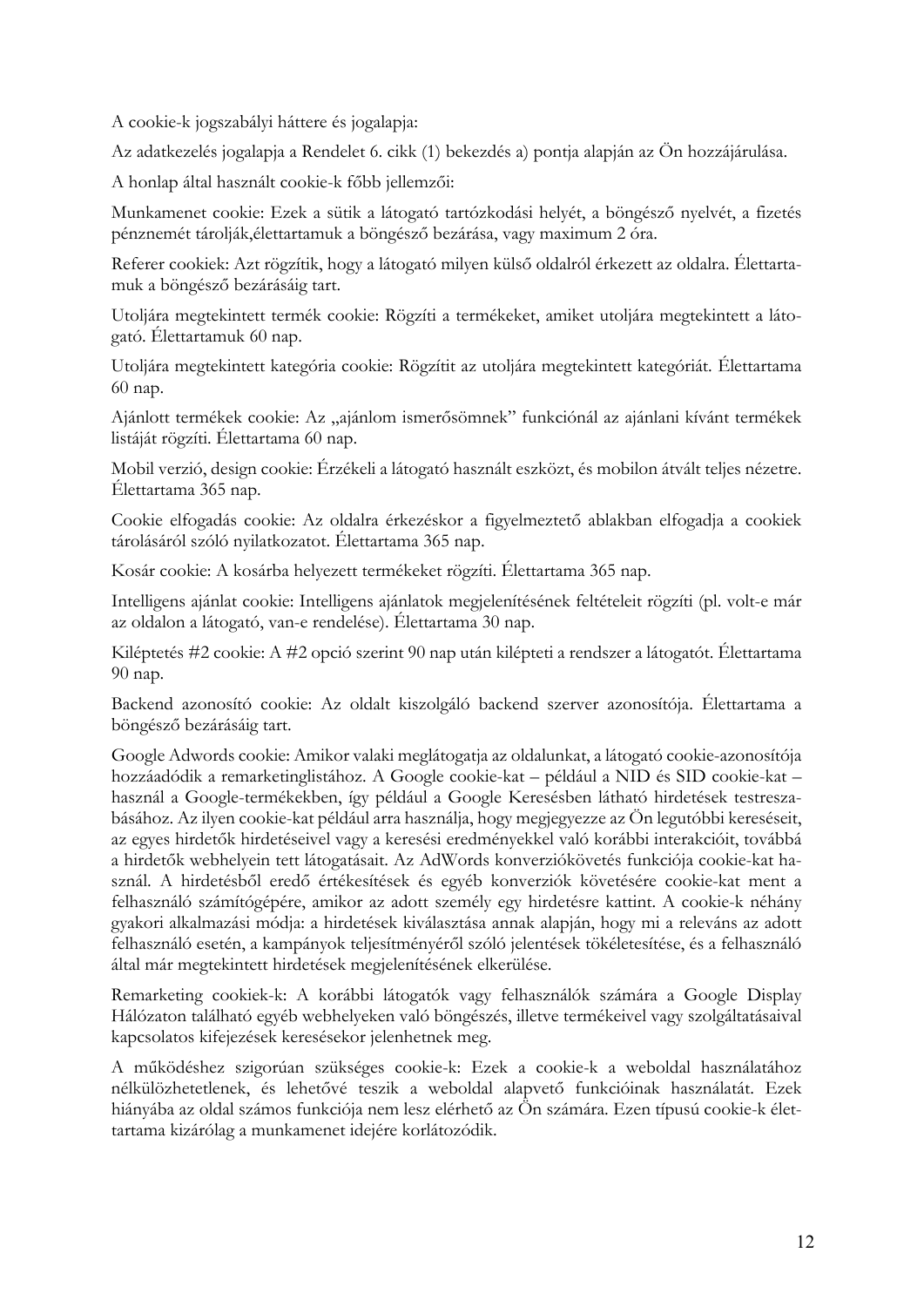A cookie-k jogszabályi háttere és jogalapja:

Az adatkezelés jogalapja a Rendelet 6. cikk (1) bekezdés a) pontja alapján az Ön hozzájárulása.

A honlap által használt cookie-k főbb jellemzői:

Munkamenet cookie: Ezek a sütik a látogató tartózkodási helyét, a böngésző nyelvét, a fizetés pénznemét tárolják,élettartamuk a böngésző bezárása, vagy maximum 2 óra.

Referer cookiek: Azt rögzítik, hogy a látogató milyen külső oldalról érkezett az oldalra. Élettartamuk a böngésző bezárásáig tart.

Utoljára megtekintett termék cookie: Rögzíti a termékeket, amiket utoljára megtekintett a látogató. Élettartamuk 60 nap.

Utoljára megtekintett kategória cookie: Rögzítit az utoljára megtekintett kategóriát. Élettartama 60 nap.

Ajánlott termékek cookie: Az „ajánlom ismerősömnek" funkciónál az ajánlani kívánt termékek listáját rögzíti. Élettartama 60 nap.

Mobil verzió, design cookie: Érzékeli a látogató használt eszközt, és mobilon átvált teljes nézetre. Élettartama 365 nap.

Cookie elfogadás cookie: Az oldalra érkezéskor a figyelmeztető ablakban elfogadja a cookiek tárolásáról szóló nyilatkozatot. Élettartama 365 nap.

Kosár cookie: A kosárba helyezett termékeket rögzíti. Élettartama 365 nap.

Intelligens ajánlat cookie: Intelligens ajánlatok megjelenítésének feltételeit rögzíti (pl. volt-e már az oldalon a látogató, van-e rendelése). Élettartama 30 nap.

Kiléptetés #2 cookie: A #2 opció szerint 90 nap után kilépteti a rendszer a látogatót. Élettartama 90 nap.

Backend azonosító cookie: Az oldalt kiszolgáló backend szerver azonosítója. Élettartama a böngésző bezárásáig tart.

Google Adwords cookie: Amikor valaki meglátogatja az oldalunkat, a látogató cookie-azonosítója hozzáadódik a remarketinglistához. A Google cookie-kat – például a NID és SID cookie-kat – használ a Google-termékekben, így például a Google Keresésben látható hirdetések testreszabásához. Az ilyen cookie-kat például arra használja, hogy megjegyezze az Ön legutóbbi kereséseit, az egyes hirdetők hirdetéseivel vagy a keresési eredményekkel való korábbi interakcióit, továbbá a hirdetők webhelyein tett látogatásait. Az AdWords konverziókövetés funkciója cookie-kat használ. A hirdetésből eredő értékesítések és egyéb konverziók követésére cookie-kat ment a felhasználó számítógépére, amikor az adott személy egy hirdetésre kattint. A cookie-k néhány gyakori alkalmazási módja: a hirdetések kiválasztása annak alapján, hogy mi a releváns az adott felhasználó esetén, a kampányok teljesítményéről szóló jelentések tökéletesítése, és a felhasználó által már megtekintett hirdetések megjelenítésének elkerülése.

Remarketing cookiek-k: A korábbi látogatók vagy felhasználók számára a Google Display Hálózaton található egyéb webhelyeken való böngészés, illetve termékeivel vagy szolgáltatásaival kapcsolatos kifejezések keresésekor jelenhetnek meg.

A működéshez szigorúan szükséges cookie-k: Ezek a cookie-k a weboldal használatához nélkülözhetetlenek, és lehetővé teszik a weboldal alapvető funkcióinak használatát. Ezek hiányába az oldal számos funkciója nem lesz elérhető az Ön számára. Ezen típusú cookie-k élettartama kizárólag a munkamenet idejére korlátozódik.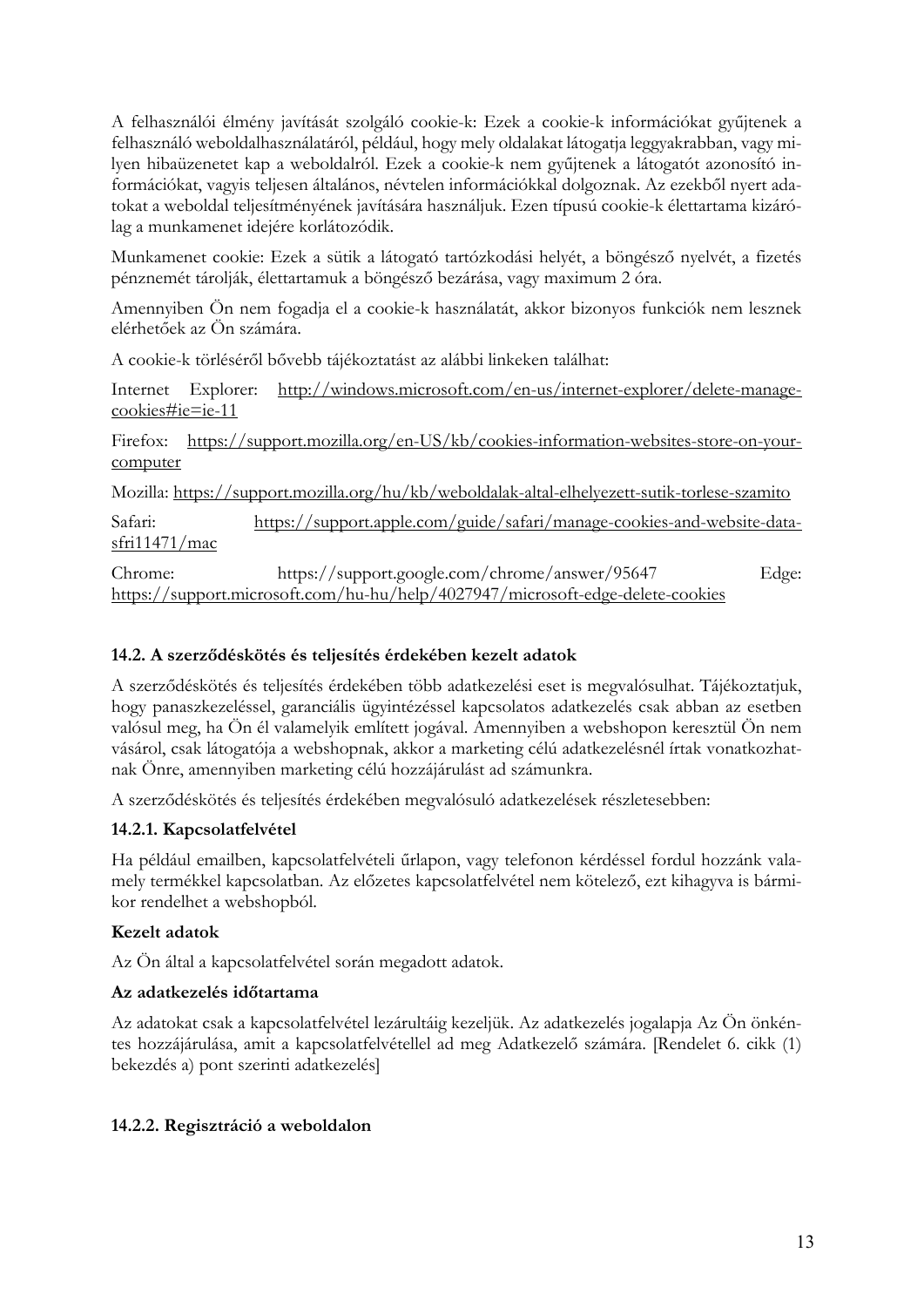A felhasználói élmény javítását szolgáló cookie-k: Ezek a cookie-k információkat gyűjtenek a felhasználó weboldalhasználatáról, például, hogy mely oldalakat látogatja leggyakrabban, vagy milyen hibaüzenetet kap a weboldalról. Ezek a cookie-k nem gyűjtenek a látogatót azonosító információkat, vagyis teljesen általános, névtelen információkkal dolgoznak. Az ezekből nyert adatokat a weboldal teljesítményének javítására használjuk. Ezen típusú cookie-k élettartama kizárólag a munkamenet idejére korlátozódik.

Munkamenet cookie: Ezek a sütik a látogató tartózkodási helyét, a böngésző nyelvét, a fizetés pénznemét tárolják, élettartamuk a böngésző bezárása, vagy maximum 2 óra.

Amennyiben Ön nem fogadja el a cookie-k használatát, akkor bizonyos funkciók nem lesznek elérhetőek az Ön számára.

A cookie-k törléséről bővebb tájékoztatást az alábbi linkeken találhat:

Internet Explorer: http://windows.microsoft.com/en-us/internet-explorer/delete-manage-cookies#ie=ie-11

Firefox: https://support.mozilla.org/en-US/kb/cookies-information-websites-store-on-your-computer

Mozilla: https://support.mozilla.org/hu/kb/weboldalak-altal-elhelyezett-sutik-torlese-szamito

Safari: https://support.apple.com/guide/safari/manage-cookies-and-website-data-sfri11471/mac

Chrome: https://support.google.com/chrome/answer/95647 Edge: https://support.microsoft.com/hu-hu/help/4027947/microsoft-edge-delete-cookies

### 14.2. A szerződéskötés és teljesítés érdekében kezelt adatok

A szerződéskötés és teljesítés érdekében több adatkezelési eset is megvalósulhat. Tájékoztatjuk, hogy panaszkezeléssel, garanciális ügyintézéssel kapcsolatos adatkezelés csak abban az esetben valósul meg, ha Ön él valamelyik említett jogával. Amennyiben a webshopon keresztül Ön nem vásárol, csak látogatója a webshopnak, akkor a marketing célú adatkezelésnél írtak vonatkozhatnak Önre, amennyiben marketing célú hozzájárulást ad számunkra.

A szerződéskötés és teljesítés érdekében megvalósuló adatkezelések részletesebben:

#### 14.2.1. Kapcsolatfelvétel

Ha például emailben, kapcsolatfelvételi űrlapon, vagy telefonon kérdéssel fordul hozzánk valamely termékkel kapcsolatban. Az előzetes kapcsolatfelvétel nem kötelező, ezt kihagyva is bármikor rendelhet a webshopból.

**Kezelt adatok**

Az Ön által a kapcsolatfelvétel során megadott adatok.

**Az adatkezelés időtartama**

Az adatokat csak a kapcsolatfelvétel lezárultáig kezeljük. Az adatkezelés jogalapja Az Ön önkéntes hozzájárulása, amit a kapcsolatfelvétellel ad meg Adatkezelő számára. [Rendelet 6. cikk (1) bekezdés a) pont szerinti adatkezelés]

#### 14.2.2. Regisztráció a weboldalon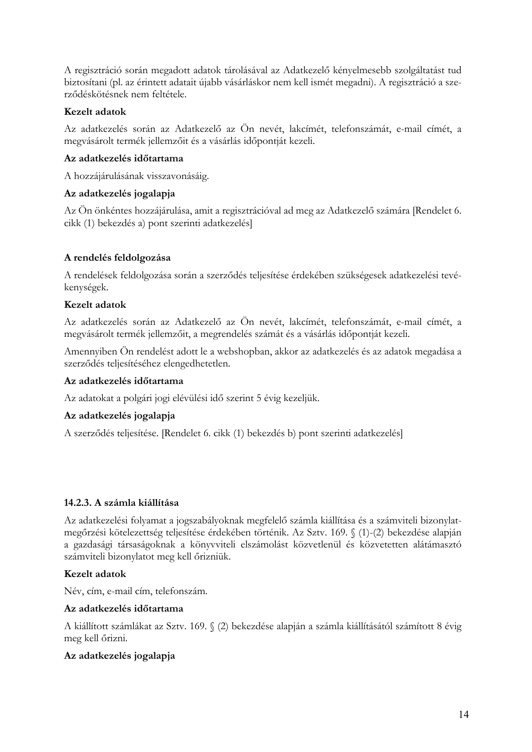A regisztráció során megadott adatok tárolásával az Adatkezelő kényelmesebb szolgáltatást tud biztosítani (pl. az érintett adatait újabb vásárláskor nem kell ismét megadni). A regisztráció a szerződéskötésnek nem feltétele.

**Kezelt adatok**

Az adatkezelés során az Adatkezelő az Ön nevét, lakcímét, telefonszámát, e-mail címét, a megvásárolt termék jellemzőit és a vásárlás időpontját kezeli.

**Az adatkezelés időtartama**

A hozzájárulásának visszavonásáig.

**Az adatkezelés jogalapja**

Az Ön önkéntes hozzájárulása, amit a regisztrációval ad meg az Adatkezelő számára [Rendelet 6. cikk (1) bekezdés a) pont szerinti adatkezelés]

**A rendelés feldolgozása**

A rendelések feldolgozása során a szerződés teljesítése érdekében szükségesek adatkezelési tevékenységek.

**Kezelt adatok**

Az adatkezelés során az Adatkezelő az Ön nevét, lakcímét, telefonszámát, e-mail címét, a megvásárolt termék jellemzőit, a megrendelés számát és a vásárlás időpontját kezeli.

Amennyiben Ön rendelést adott le a webshopban, akkor az adatkezelés és az adatok megadása a szerződés teljesítéséhez elengedhetetlen.

**Az adatkezelés időtartama**

Az adatokat a polgári jogi elévülési idő szerint 5 évig kezeljük.

**Az adatkezelés jogalapja**

A szerződés teljesítése. [Rendelet 6. cikk (1) bekezdés b) pont szerinti adatkezelés]

### 14.2.3. A számla kiállítása

Az adatkezelési folyamat a jogszabályoknak megfelelő számla kiállítása és a számviteli bizonylatmegőrzési kötelezettség teljesítése érdekében történik. Az Sztv. 169. § (1)-(2) bekezdése alapján a gazdasági társaságoknak a könyvviteli elszámolást közvetlenül és közvetetten alátámasztó számviteli bizonylatot meg kell őrizniük.

**Kezelt adatok**

Név, cím, e-mail cím, telefonszám.

**Az adatkezelés időtartama**

A kiállított számlákat az Sztv. 169. § (2) bekezdése alapján a számla kiállításától számított 8 évig meg kell őrizni.

**Az adatkezelés jogalapja**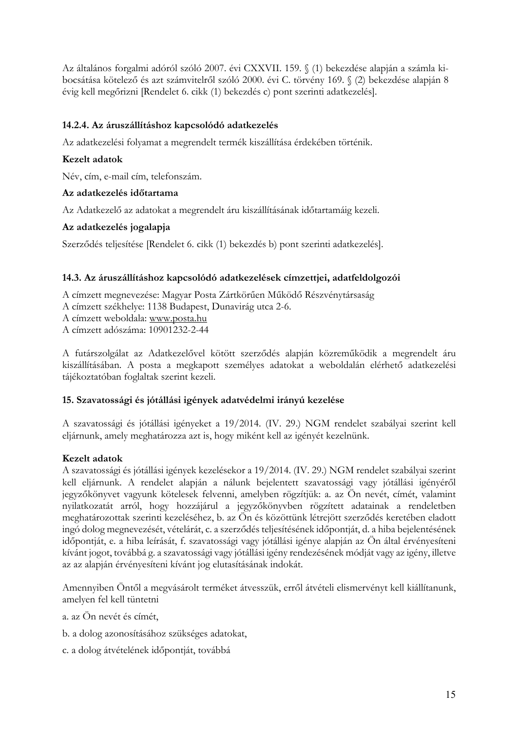Az általános forgalmi adóról szóló 2007. évi CXXVII. 159. § (1) bekezdése alapján a számla kibocsátása kötelező és azt számvitelről szóló 2000. évi C. törvény 169. § (2) bekezdése alapján 8 évig kell megőrizni [Rendelet 6. cikk (1) bekezdés c) pont szerinti adatkezelés].

### 14.2.4. Az áruszállításhoz kapcsolódó adatkezelés

Az adatkezelési folyamat a megrendelt termék kiszállítása érdekében történik.

**Kezelt adatok**

Név, cím, e-mail cím, telefonszám.

**Az adatkezelés időtartama**

Az Adatkezelő az adatokat a megrendelt áru kiszállításának időtartamáig kezeli.

**Az adatkezelés jogalapja**

Szerződés teljesítése [Rendelet 6. cikk (1) bekezdés b) pont szerinti adatkezelés].

### 14.3. Az áruszállításhoz kapcsolódó adatkezelések címzettjei, adatfeldolgozói

A címzett megnevezése: Magyar Posta Zártkörűen Működő Részvénytársaság
A címzett székhelye: 1138 Budapest, Dunavirág utca 2-6.
A címzett weboldala: www.posta.hu
A címzett adószáma: 10901232-2-44

A futárszolgálat az Adatkezelővel kötött szerződés alapján közreműködik a megrendelt áru kiszállításában. A posta a megkapott személyes adatokat a weboldalán elérhető adatkezelési tájékoztatóban foglaltak szerint kezeli.

## 15. Szavatossági és jótállási igények adatvédelmi irányú kezelése

A szavatossági és jótállási igényeket a 19/2014. (IV. 29.) NGM rendelet szabályai szerint kell eljárnunk, amely meghatározza azt is, hogy miként kell az igényét kezelnünk.

**Kezelt adatok**

A szavatossági és jótállási igények kezelésekor a 19/2014. (IV. 29.) NGM rendelet szabályai szerint kell eljárnunk. A rendelet alapján a nálunk bejelentett szavatossági vagy jótállási igényéről jegyzőkönyvet vagyunk kötelesek felvenni, amelyben rögzítjük: a. az Ön nevét, címét, valamint nyilatkozatát arról, hogy hozzájárul a jegyzőkönyvben rögzített adatainak a rendeletben meghatározottak szerinti kezeléséhez, b. az Ön és közöttünk létrejött szerződés keretében eladott ingó dolog megnevezését, vételárát, c. a szerződés teljesítésének időpontját, d. a hiba bejelentésének időpontját, e. a hiba leírását, f. szavatossági vagy jótállási igénye alapján az Ön által érvényesíteni kívánt jogot, továbbá g. a szavatossági vagy jótállási igény rendezésének módját vagy az igény, illetve az az alapján érvényesíteni kívánt jog elutasításának indokát.

Amennyiben Öntől a megvásárolt terméket átvesszük, erről átvételi elismervényt kell kiállítanunk, amelyen fel kell tüntetni

a. az Ön nevét és címét,

b. a dolog azonosításához szükséges adatokat,

c. a dolog átvételének időpontját, továbbá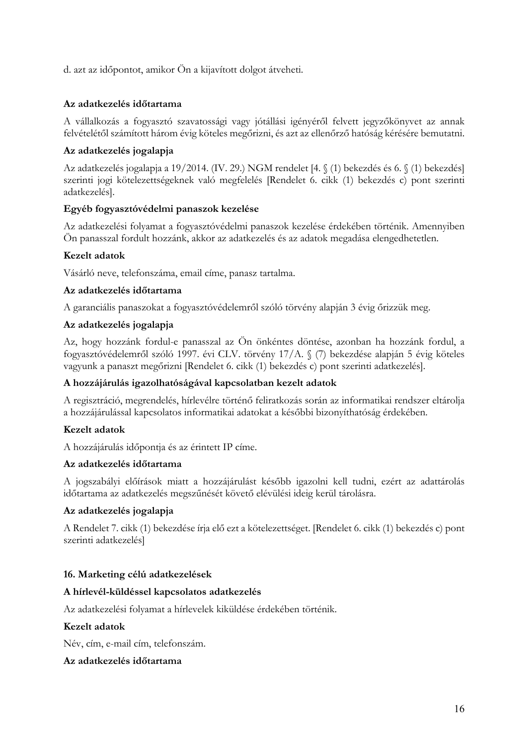d. azt az időpontot, amikor Ön a kijavított dolgot átveheti.

**Az adatkezelés időtartama**

A vállalkozás a fogyasztó szavatossági vagy jótállási igényéről felvett jegyzőkönyvet az annak felvételétől számított három évig köteles megőrizni, és azt az ellenőrző hatóság kérésére bemutatni.

**Az adatkezelés jogalapja**

Az adatkezelés jogalapja a 19/2014. (IV. 29.) NGM rendelet [4. § (1) bekezdés és 6. § (1) bekezdés] szerinti jogi kötelezettségeknek való megfelelés [Rendelet 6. cikk (1) bekezdés c) pont szerinti adatkezelés].

**Egyéb fogyasztóvédelmi panaszok kezelése**

Az adatkezelési folyamat a fogyasztóvédelmi panaszok kezelése érdekében történik. Amennyiben Ön panasszal fordult hozzánk, akkor az adatkezelés és az adatok megadása elengedhetetlen.

**Kezelt adatok**

Vásárló neve, telefonszáma, email címe, panasz tartalma.

**Az adatkezelés időtartama**

A garanciális panaszokat a fogyasztóvédelemről szóló törvény alapján 3 évig őrizzük meg.

**Az adatkezelés jogalapja**

Az, hogy hozzánk fordul-e panasszal az Ön önkéntes döntése, azonban ha hozzánk fordul, a fogyasztóvédelemről szóló 1997. évi CLV. törvény 17/A. § (7) bekezdése alapján 5 évig köteles vagyunk a panaszt megőrizni [Rendelet 6. cikk (1) bekezdés c) pont szerinti adatkezelés].

**A hozzájárulás igazolhatóságával kapcsolatban kezelt adatok**

A regisztráció, megrendelés, hírlevélre történő feliratkozás során az informatikai rendszer eltárolja a hozzájárulással kapcsolatos informatikai adatokat a későbbi bizonyíthatóság érdekében.

**Kezelt adatok**

A hozzájárulás időpontja és az érintett IP címe.

**Az adatkezelés időtartama**

A jogszabályi előírások miatt a hozzájárulást később igazolni kell tudni, ezért az adattárolás időtartama az adatkezelés megszűnését követő elévülési ideig kerül tárolásra.

**Az adatkezelés jogalapja**

A Rendelet 7. cikk (1) bekezdése írja elő ezt a kötelezettséget. [Rendelet 6. cikk (1) bekezdés c) pont szerinti adatkezelés]

## 16. Marketing célú adatkezelések

**A hírlevél-küldéssel kapcsolatos adatkezelés**

Az adatkezelési folyamat a hírlevelek kiküldése érdekében történik.

**Kezelt adatok**

Név, cím, e-mail cím, telefonszám.

**Az adatkezelés időtartama**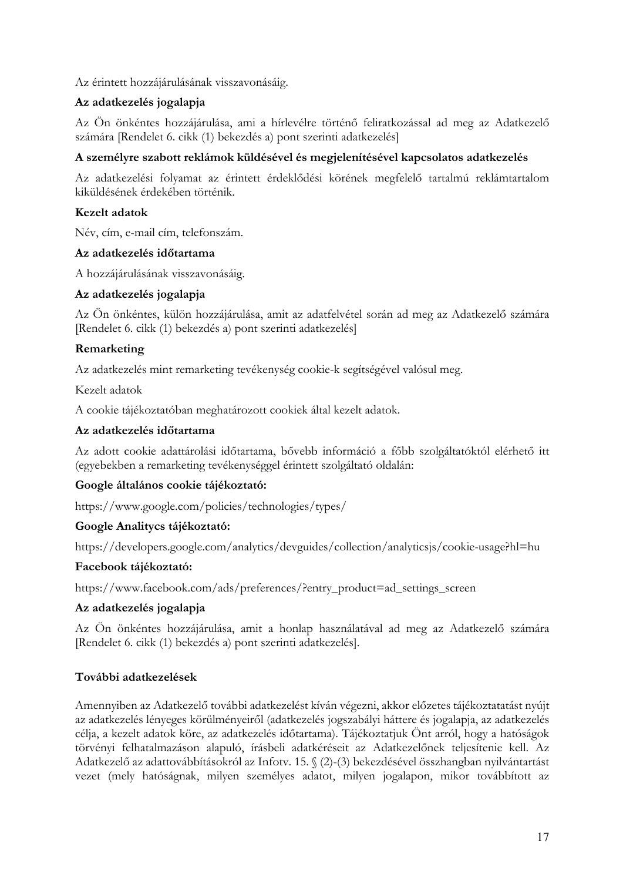Az érintett hozzájárulásának visszavonásáig.

**Az adatkezelés jogalapja**

Az Ön önkéntes hozzájárulása, ami a hírlevélre történő feliratkozással ad meg az Adatkezelő számára [Rendelet 6. cikk (1) bekezdés a) pont szerinti adatkezelés]

**A személyre szabott reklámok küldésével és megjelenítésével kapcsolatos adatkezelés**

Az adatkezelési folyamat az érintett érdeklődési körének megfelelő tartalmú reklámtartalom kiküldésének érdekében történik.

**Kezelt adatok**

Név, cím, e-mail cím, telefonszám.

**Az adatkezelés időtartama**

A hozzájárulásának visszavonásáig.

**Az adatkezelés jogalapja**

Az Ön önkéntes, külön hozzájárulása, amit az adatfelvétel során ad meg az Adatkezelő számára [Rendelet 6. cikk (1) bekezdés a) pont szerinti adatkezelés]

**Remarketing**

Az adatkezelés mint remarketing tevékenység cookie-k segítségével valósul meg.

Kezelt adatok

A cookie tájékoztatóban meghatározott cookiek által kezelt adatok.

**Az adatkezelés időtartama**

Az adott cookie adattárolási időtartama, bővebb információ a főbb szolgáltatóktól elérhető itt (egyebekben a remarketing tevékenységgel érintett szolgáltató oldalán:

**Google általános cookie tájékoztató:**

https://www.google.com/policies/technologies/types/

**Google Analitycs tájékoztató:**

https://developers.google.com/analytics/devguides/collection/analyticsjs/cookie-usage?hl=hu

**Facebook tájékoztató:**

https://www.facebook.com/ads/preferences/?entry_product=ad_settings_screen

**Az adatkezelés jogalapja**

Az Ön önkéntes hozzájárulása, amit a honlap használatával ad meg az Adatkezelő számára [Rendelet 6. cikk (1) bekezdés a) pont szerinti adatkezelés].

**További adatkezelések**

Amennyiben az Adatkezelő további adatkezelést kíván végezni, akkor előzetes tájékoztatatást nyújt az adatkezelés lényeges körülményeiről (adatkezelés jogszabályi háttere és jogalapja, az adatkezelés célja, a kezelt adatok köre, az adatkezelés időtartama). Tájékoztatjuk Önt arról, hogy a hatóságok törvényi felhatalmazáson alapuló, írásbeli adatkéréseit az Adatkezelőnek teljesítenie kell. Az Adatkezelő az adattovábbításokról az Infotv. 15. § (2)-(3) bekezdésével összhangban nyilvántartást vezet (mely hatóságnak, milyen személyes adatot, milyen jogalapon, mikor továbbított az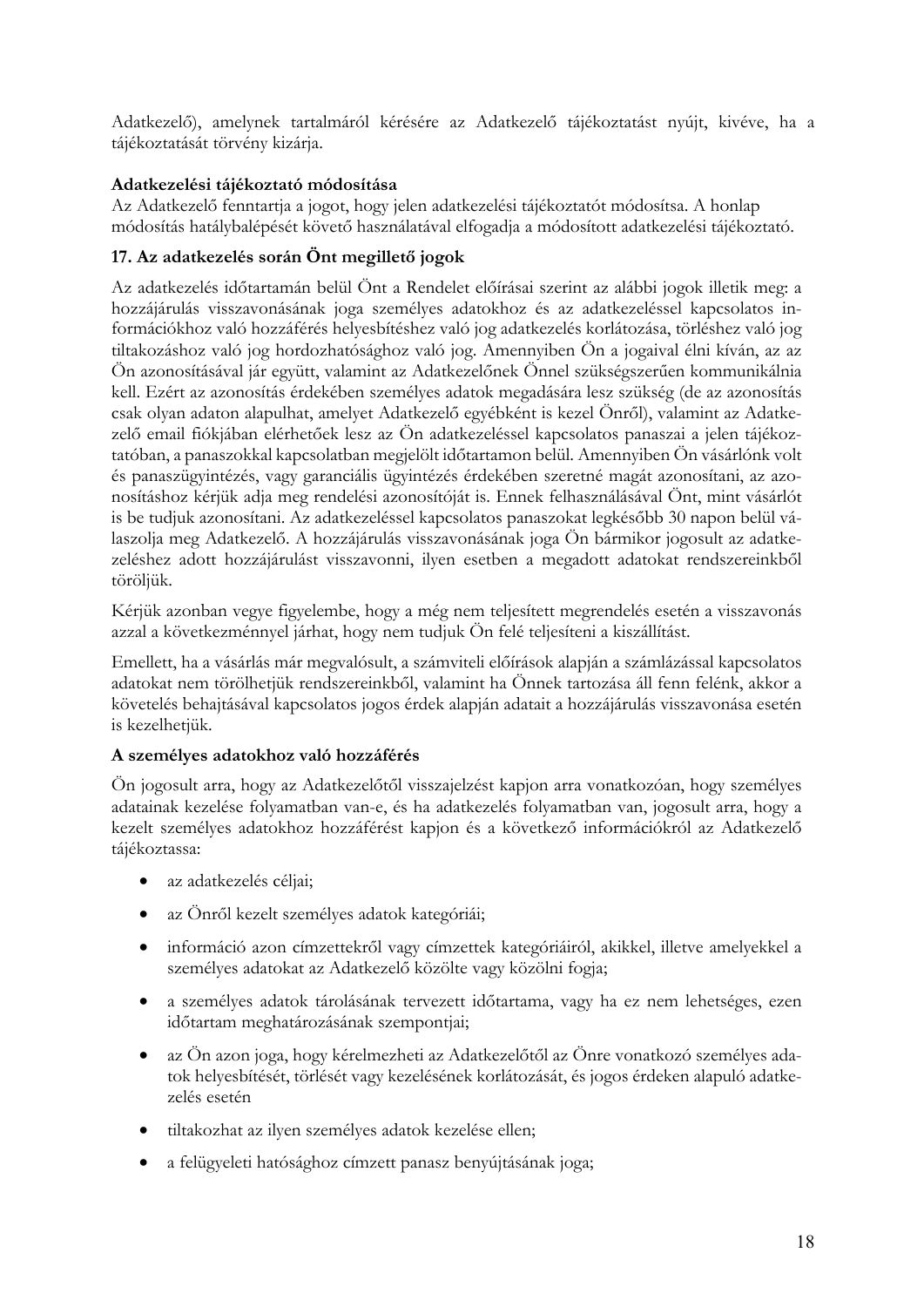Adatkezelő), amelynek tartalmáról kérésére az Adatkezelő tájékoztatást nyújt, kivéve, ha a tájékoztatását törvény kizárja.

**Adatkezelési tájékoztató módosítása**

Az Adatkezelő fenntartja a jogot, hogy jelen adatkezelési tájékoztatót módosítsa. A honlap módosítás hatálybalépését követő használatával elfogadja a módosított adatkezelési tájékoztató.

**17. Az adatkezelés során Önt megillető jogok**

Az adatkezelés időtartamán belül Önt a Rendelet előírásai szerint az alábbi jogok illetik meg: a hozzájárulás visszavonásának joga személyes adatokhoz és az adatkezeléssel kapcsolatos információkhoz való hozzáférés helyesbítéshez való jog adatkezelés korlátozása, törléshez való jog tiltakozáshoz való jog hordozhatósághoz való jog. Amennyiben Ön a jogaival élni kíván, az az Ön azonosításával jár együtt, valamint az Adatkezelőnek Önnel szükségszerűen kommunikálnia kell. Ezért az azonosítás érdekében személyes adatok megadására lesz szükség (de az azonosítás csak olyan adaton alapulhat, amelyet Adatkezelő egyébként is kezel Önről), valamint az Adatkezelő email fiókjában elérhetőek lesz az Ön adatkezeléssel kapcsolatos panaszai a jelen tájékoztatóban, a panaszokkal kapcsolatban megjelölt időtartamon belül. Amennyiben Ön vásárlónk volt és panaszügyintézés, vagy garanciális ügyintézés érdekében szeretné magát azonosítani, az azonosításhoz kérjük adja meg rendelési azonosítóját is. Ennek felhasználásával Önt, mint vásárlót is be tudjuk azonosítani. Az adatkezeléssel kapcsolatos panaszokat legkésőbb 30 napon belül válaszolja meg Adatkezelő. A hozzájárulás visszavonásának joga Ön bármikor jogosult az adatkezeléshez adott hozzájárulást visszavonni, ilyen esetben a megadott adatokat rendszereinkből töröljük.

Kérjük azonban vegye figyelembe, hogy a még nem teljesített megrendelés esetén a visszavonás azzal a következménnyel járhat, hogy nem tudjuk Ön felé teljesíteni a kiszállítást.

Emellett, ha a vásárlás már megvalósult, a számviteli előírások alapján a számlázással kapcsolatos adatokat nem törölhetjük rendszereinkből, valamint ha Önnek tartozása áll fenn felénk, akkor a követelés behajtásával kapcsolatos jogos érdek alapján adatait a hozzájárulás visszavonása esetén is kezelhetjük.

**A személyes adatokhoz való hozzáférés**

Ön jogosult arra, hogy az Adatkezelőtől visszajelzést kapjon arra vonatkozóan, hogy személyes adatainak kezelése folyamatban van-e, és ha adatkezelés folyamatban van, jogosult arra, hogy a kezelt személyes adatokhoz hozzáférést kapjon és a következő információkról az Adatkezelő tájékoztassa:

- az adatkezelés céljai;
- az Önről kezelt személyes adatok kategóriái;
- információ azon címzettekről vagy címzettek kategóriáiról, akikkel, illetve amelyekkel a személyes adatokat az Adatkezelő közölte vagy közölni fogja;
- a személyes adatok tárolásának tervezett időtartama, vagy ha ez nem lehetséges, ezen időtartam meghatározásának szempontjai;
- az Ön azon joga, hogy kérelmezheti az Adatkezelőtől az Önre vonatkozó személyes adatok helyesbítését, törlését vagy kezelésének korlátozását, és jogos érdeken alapuló adatkezelés esetén
- tiltakozhat az ilyen személyes adatok kezelése ellen;
- a felügyeleti hatósághoz címzett panasz benyújtásának joga;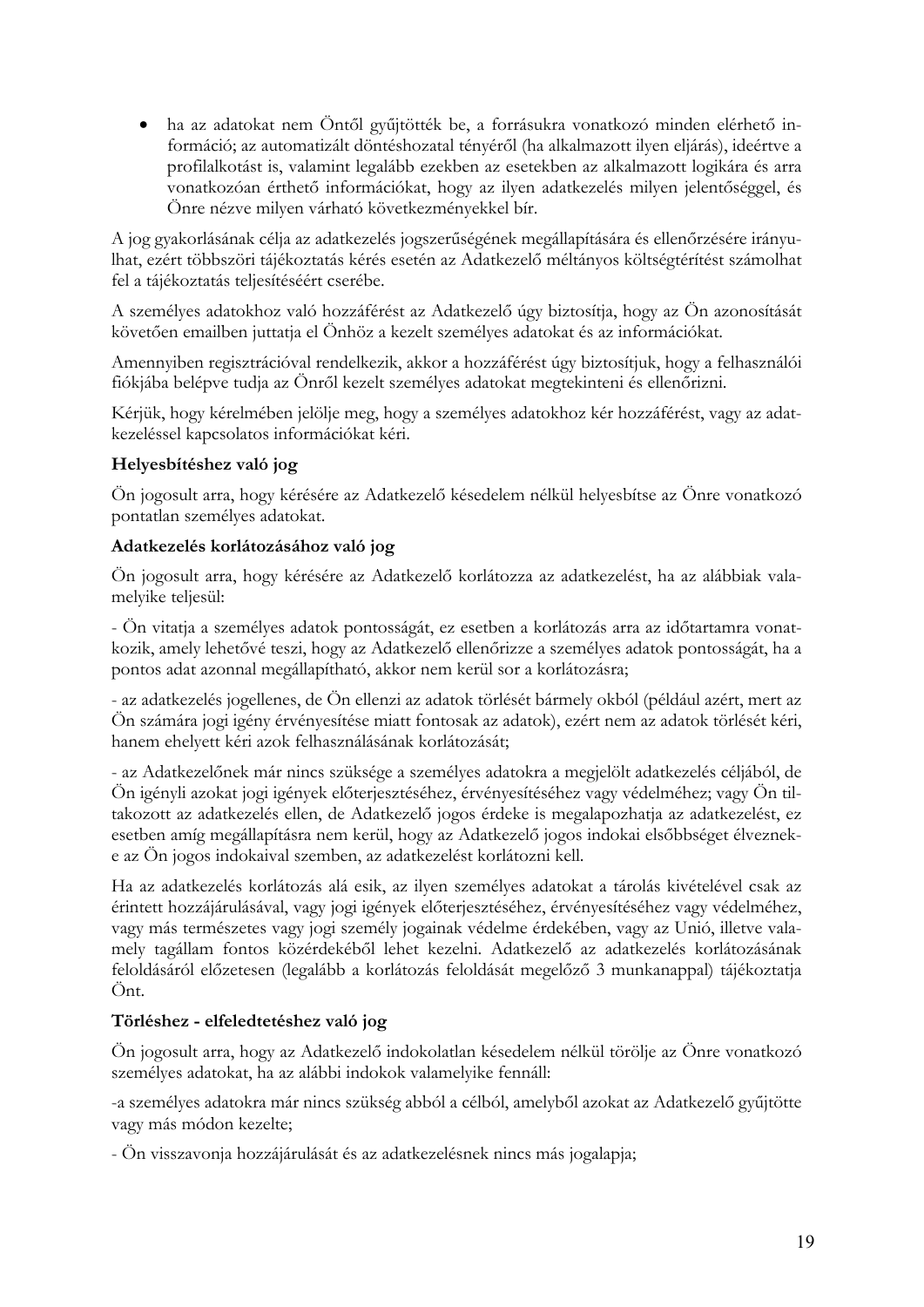- ha az adatokat nem Öntől gyűjtötték be, a forrásukra vonatkozó minden elérhető információ; az automatizált döntéshozatal tényéről (ha alkalmazott ilyen eljárás), ideértve a profilalkotást is, valamint legalább ezekben az esetekben az alkalmazott logikára és arra vonatkozóan érthető információkat, hogy az ilyen adatkezelés milyen jelentőséggel, és Önre nézve milyen várható következményekkel bír.

A jog gyakorlásának célja az adatkezelés jogszerűségének megállapítására és ellenőrzésére irányulhat, ezért többszöri tájékoztatás kérés esetén az Adatkezelő méltányos költségtérítést számolhat fel a tájékoztatás teljesítéséért cserébe.

A személyes adatokhoz való hozzáférést az Adatkezelő úgy biztosítja, hogy az Ön azonosítását követően emailben juttatja el Önhöz a kezelt személyes adatokat és az információkat.

Amennyiben regisztrációval rendelkezik, akkor a hozzáférést úgy biztosítjuk, hogy a felhasználói fiókjába belépve tudja az Önről kezelt személyes adatokat megtekinteni és ellenőrizni.

Kérjük, hogy kérelmében jelölje meg, hogy a személyes adatokhoz kér hozzáférést, vagy az adatkezeléssel kapcsolatos információkat kéri.

**Helyesbítéshez való jog**

Ön jogosult arra, hogy kérésére az Adatkezelő késedelem nélkül helyesbítse az Önre vonatkozó pontatlan személyes adatokat.

**Adatkezelés korlátozásához való jog**

Ön jogosult arra, hogy kérésére az Adatkezelő korlátozza az adatkezelést, ha az alábbiak valamelyike teljesül:

- Ön vitatja a személyes adatok pontosságát, ez esetben a korlátozás arra az időtartamra vonatkozik, amely lehetővé teszi, hogy az Adatkezelő ellenőrizze a személyes adatok pontosságát, ha a pontos adat azonnal megállapítható, akkor nem kerül sor a korlátozásra;

- az adatkezelés jogellenes, de Ön ellenzi az adatok törlését bármely okból (például azért, mert az Ön számára jogi igény érvényesítése miatt fontosak az adatok), ezért nem az adatok törlését kéri, hanem ehelyett kéri azok felhasználásának korlátozását;

- az Adatkezelőnek már nincs szüksége a személyes adatokra a megjelölt adatkezelés céljából, de Ön igényli azokat jogi igények előterjesztéséhez, érvényesítéséhez vagy védelméhez; vagy Ön tiltakozott az adatkezelés ellen, de Adatkezelő jogos érdeke is megalapozhatja az adatkezelést, ez esetben amíg megállapításra nem kerül, hogy az Adatkezelő jogos indokai elsőbbséget élveznek-e az Ön jogos indokaival szemben, az adatkezelést korlátozni kell.

Ha az adatkezelés korlátozás alá esik, az ilyen személyes adatokat a tárolás kivételével csak az érintett hozzájárulásával, vagy jogi igények előterjesztéséhez, érvényesítéséhez vagy védelméhez, vagy más természetes vagy jogi személy jogainak védelme érdekében, vagy az Unió, illetve valamely tagállam fontos közérdekéből lehet kezelni. Adatkezelő az adatkezelés korlátozásának feloldásáról előzetesen (legalább a korlátozás feloldását megelőző 3 munkanappal) tájékoztatja Önt.

**Törléshez - elfeledtetéshez való jog**

Ön jogosult arra, hogy az Adatkezelő indokolatlan késedelem nélkül törölje az Önre vonatkozó személyes adatokat, ha az alábbi indokok valamelyike fennáll:

-a személyes adatokra már nincs szükség abból a célból, amelyből azokat az Adatkezelő gyűjtötte vagy más módon kezelte;

- Ön visszavonja hozzájárulását és az adatkezelésnek nincs más jogalapja;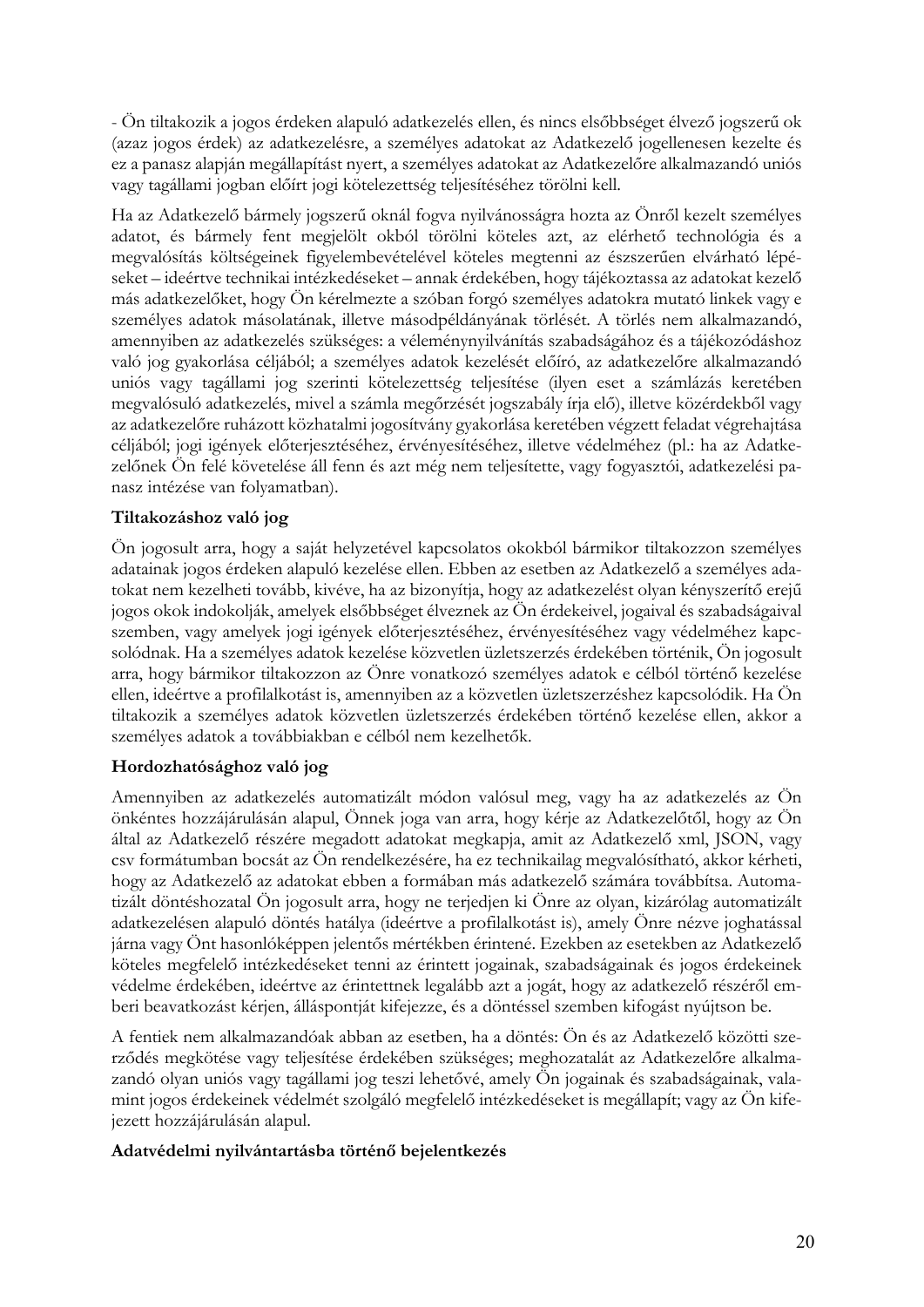- Ön tiltakozik a jogos érdeken alapuló adatkezelés ellen, és nincs elsőbbséget élvező jogszerű ok (azaz jogos érdek) az adatkezelésre, a személyes adatokat az Adatkezelő jogellenesen kezelte és ez a panasz alapján megállapítást nyert, a személyes adatokat az Adatkezelőre alkalmazandó uniós vagy tagállami jogban előírt jogi kötelezettség teljesítéséhez törölni kell.

Ha az Adatkezelő bármely jogszerű oknál fogva nyilvánosságra hozta az Önről kezelt személyes adatot, és bármely fent megjelölt okból törölni köteles azt, az elérhető technológia és a megvalósítás költségeinek figyelembevételével köteles megtenni az észszerűen elvárható lépéseket – ideértve technikai intézkedéseket – annak érdekében, hogy tájékoztassa az adatokat kezelő más adatkezelőket, hogy Ön kérelmezte a szóban forgó személyes adatokra mutató linkek vagy e személyes adatok másolatának, illetve másodpéldányának törlését. A törlés nem alkalmazandó, amennyiben az adatkezelés szükséges: a véleménynyilvánítás szabadságához és a tájékozódáshoz való jog gyakorlása céljából; a személyes adatok kezelését előíró, az adatkezelőre alkalmazandó uniós vagy tagállami jog szerinti kötelezettség teljesítése (ilyen eset a számlázás keretében megvalósuló adatkezelés, mivel a számla megőrzését jogszabály írja elő), illetve közérdekből vagy az adatkezelőre ruházott közhatalmi jogosítvány gyakorlása keretében végzett feladat végrehajtása céljából; jogi igények előterjesztéséhez, érvényesítéséhez, illetve védelméhez (pl.: ha az Adatkezelőnek Ön felé követelése áll fenn és azt még nem teljesítette, vagy fogyasztói, adatkezelési panasz intézése van folyamatban).

**Tiltakozáshoz való jog**

Ön jogosult arra, hogy a saját helyzetével kapcsolatos okokból bármikor tiltakozzon személyes adatainak jogos érdeken alapuló kezelése ellen. Ebben az esetben az Adatkezelő a személyes adatokat nem kezelheti tovább, kivéve, ha az bizonyítja, hogy az adatkezelést olyan kényszerítő erejű jogos okok indokolják, amelyek elsőbbséget élveznek az Ön érdekeivel, jogaival és szabadságaival szemben, vagy amelyek jogi igények előterjesztéséhez, érvényesítéséhez vagy védelméhez kapcsolódnak. Ha a személyes adatok kezelése közvetlen üzletszerzés érdekében történik, Ön jogosult arra, hogy bármikor tiltakozzon az Önre vonatkozó személyes adatok e célból történő kezelése ellen, ideértve a profilalkotást is, amennyiben az a közvetlen üzletszerzéshez kapcsolódik. Ha Ön tiltakozik a személyes adatok közvetlen üzletszerzés érdekében történő kezelése ellen, akkor a személyes adatok a továbbiakban e célból nem kezelhetők.

**Hordozhatósághoz való jog**

Amennyiben az adatkezelés automatizált módon valósul meg, vagy ha az adatkezelés az Ön önkéntes hozzájárulásán alapul, Önnek joga van arra, hogy kérje az Adatkezelőtől, hogy az Ön által az Adatkezelő részére megadott adatokat megkapja, amit az Adatkezelő xml, JSON, vagy csv formátumban bocsát az Ön rendelkezésére, ha ez technikailag megvalósítható, akkor kérheti, hogy az Adatkezelő az adatokat ebben a formában más adatkezelő számára továbbítsa. Automatizált döntéshozatal Ön jogosult arra, hogy ne terjedjen ki Önre az olyan, kizárólag automatizált adatkezelésen alapuló döntés hatálya (ideértve a profilalkotást is), amely Önre nézve joghatással járna vagy Önt hasonlóképpen jelentős mértékben érintené. Ezekben az esetekben az Adatkezelő köteles megfelelő intézkedéseket tenni az érintett jogainak, szabadságainak és jogos érdekeinek védelme érdekében, ideértve az érintettnek legalább azt a jogát, hogy az adatkezelő részéről emberi beavatkozást kérjen, álláspontját kifejezze, és a döntéssel szemben kifogást nyújtson be.

A fentiek nem alkalmazandóak abban az esetben, ha a döntés: Ön és az Adatkezelő közötti szerződés megkötése vagy teljesítése érdekében szükséges; meghozatalát az Adatkezelőre alkalmazandó olyan uniós vagy tagállami jog teszi lehetővé, amely Ön jogainak és szabadságainak, valamint jogos érdekeinek védelmét szolgáló megfelelő intézkedéseket is megállapít; vagy az Ön kifejezett hozzájárulásán alapul.

**Adatvédelmi nyilvántartásba történő bejelentkezés**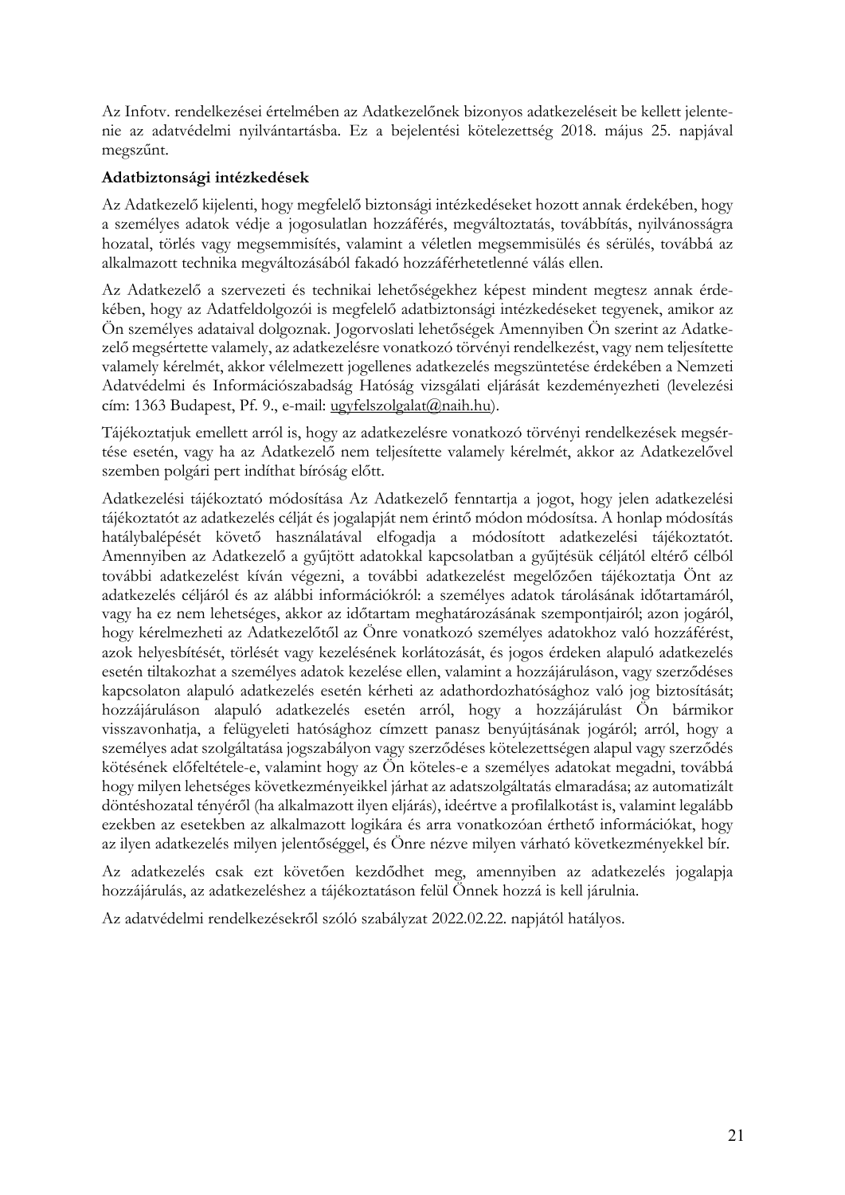Az Infotv. rendelkezései értelmében az Adatkezelőnek bizonyos adatkezeléseit be kellett jelentenie az adatvédelmi nyilvántartásba. Ez a bejelentési kötelezettség 2018. május 25. napjával megszűnt.

**Adatbiztonsági intézkedések**

Az Adatkezelő kijelenti, hogy megfelelő biztonsági intézkedéseket hozott annak érdekében, hogy a személyes adatok védje a jogosulatlan hozzáférés, megváltoztatás, továbbítás, nyilvánosságra hozatal, törlés vagy megsemmisítés, valamint a véletlen megsemmisülés és sérülés, továbbá az alkalmazott technika megváltozásából fakadó hozzáférhetetlenné válás ellen.

Az Adatkezelő a szervezeti és technikai lehetőségekhez képest mindent megtesz annak érdekében, hogy az Adatfeldolgozói is megfelelő adatbiztonsági intézkedéseket tegyenek, amikor az Ön személyes adataival dolgoznak. Jogorvoslati lehetőségek Amennyiben Ön szerint az Adatkezelő megsértette valamely, az adatkezelésre vonatkozó törvényi rendelkezést, vagy nem teljesítette valamely kérelmét, akkor vélelmezett jogellenes adatkezelés megszüntetése érdekében a Nemzeti Adatvédelmi és Információszabadság Hatóság vizsgálati eljárását kezdeményezheti (levelezési cím: 1363 Budapest, Pf. 9., e-mail: ugyfelszolgalat@naih.hu).

Tájékoztatjuk emellett arról is, hogy az adatkezelésre vonatkozó törvényi rendelkezések megsértése esetén, vagy ha az Adatkezelő nem teljesítette valamely kérelmét, akkor az Adatkezelővel szemben polgári pert indíthat bíróság előtt.

Adatkezelési tájékoztató módosítása Az Adatkezelő fenntartja a jogot, hogy jelen adatkezelési tájékoztatót az adatkezelés célját és jogalapját nem érintő módon módosítsa. A honlap módosítás hatálybalépését követő használatával elfogadja a módosított adatkezelési tájékoztatót. Amennyiben az Adatkezelő a gyűjtött adatokkal kapcsolatban a gyűjtésük céljától eltérő célból további adatkezelést kíván végezni, a további adatkezelést megelőzően tájékoztatja Önt az adatkezelés céljáról és az alábbi információkról: a személyes adatok tárolásának időtartamáról, vagy ha ez nem lehetséges, akkor az időtartam meghatározásának szempontjairól; azon jogáról, hogy kérelmezheti az Adatkezelőtől az Önre vonatkozó személyes adatokhoz való hozzáférést, azok helyesbítését, törlését vagy kezelésének korlátozását, és jogos érdeken alapuló adatkezelés esetén tiltakozhat a személyes adatok kezelése ellen, valamint a hozzájáruláson, vagy szerződéses kapcsolaton alapuló adatkezelés esetén kérheti az adathordozhatósághoz való jog biztosítását; hozzájáruláson alapuló adatkezelés esetén arról, hogy a hozzájárulást Ön bármikor visszavonhatja, a felügyeleti hatósághoz címzett panasz benyújtásának jogáról; arról, hogy a személyes adat szolgáltatása jogszabályon vagy szerződéses kötelezettségen alapul vagy szerződés kötésének előfeltétele-e, valamint hogy az Ön köteles-e a személyes adatokat megadni, továbbá hogy milyen lehetséges következményeikkel járhat az adatszolgáltatás elmaradása; az automatizált döntéshozatal tényéről (ha alkalmazott ilyen eljárás), ideértve a profilalkotást is, valamint legalább ezekben az esetekben az alkalmazott logikára és arra vonatkozóan érthető információkat, hogy az ilyen adatkezelés milyen jelentőséggel, és Önre nézve milyen várható következményekkel bír.

Az adatkezelés csak ezt követően kezdődhet meg, amennyiben az adatkezelés jogalapja hozzájárulás, az adatkezeléshez a tájékoztatáson felül Önnek hozzá is kell járulnia.

Az adatvédelmi rendelkezésekről szóló szabályzat 2022.02.22. napjától hatályos.